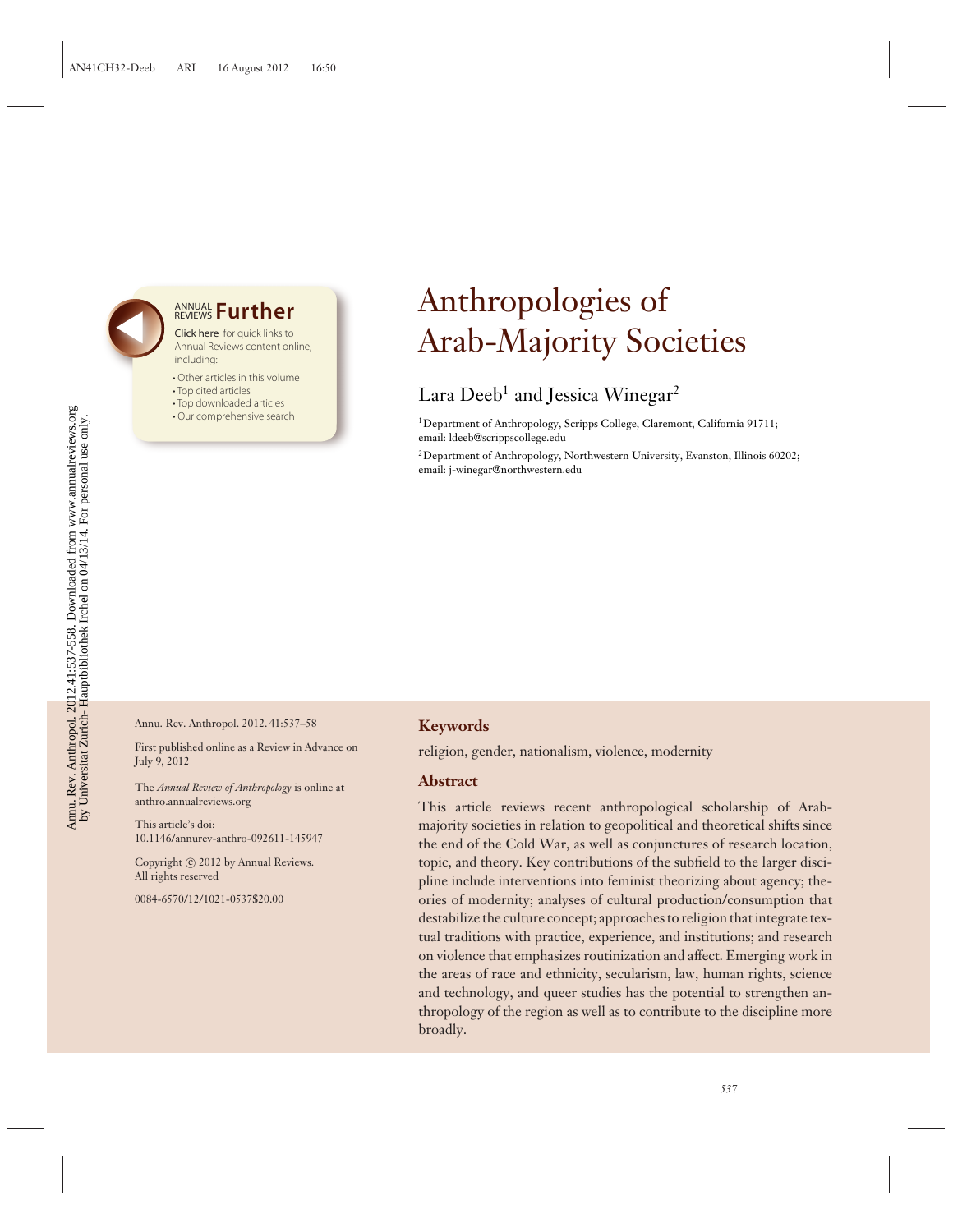# Anthropologies of Arab-Majority Societies

Lara Deeb[1] and Jessica Winegar[2]

[1]Department of Anthropology, Scripps College, Claremont, California 91711; email: ldeeb@scrippscollege.edu

[2]Department of Anthropology, Northwestern University, Evanston, Illinois 60202; email: j-winegar@northwestern.edu

Annu. Rev. Anthropol. 2012. 41:537–58

First published online as a Review in Advance on July 9, 2012

The *Annual Review of Anthropology* is online at anthro.annualreviews.org

This article's doi: 10.1146/annurev-anthro-092611-145947

Copyright © 2012 by Annual Reviews. All rights reserved

0084-6570/12/1021-0537$20.00

## Keywords

religion, gender, nationalism, violence, modernity

## Abstract

This article reviews recent anthropological scholarship of Arab-majority societies in relation to geopolitical and theoretical shifts since the end of the Cold War, as well as conjunctures of research location, topic, and theory. Key contributions of the subfield to the larger discipline include interventions into feminist theorizing about agency; theories of modernity; analyses of cultural production/consumption that destabilize the culture concept; approaches to religion that integrate textual traditions with practice, experience, and institutions; and research on violence that emphasizes routinization and affect. Emerging work in the areas of race and ethnicity, secularism, law, human rights, science and technology, and queer studies has the potential to strengthen anthropology of the region as well as to contribute to the discipline more broadly.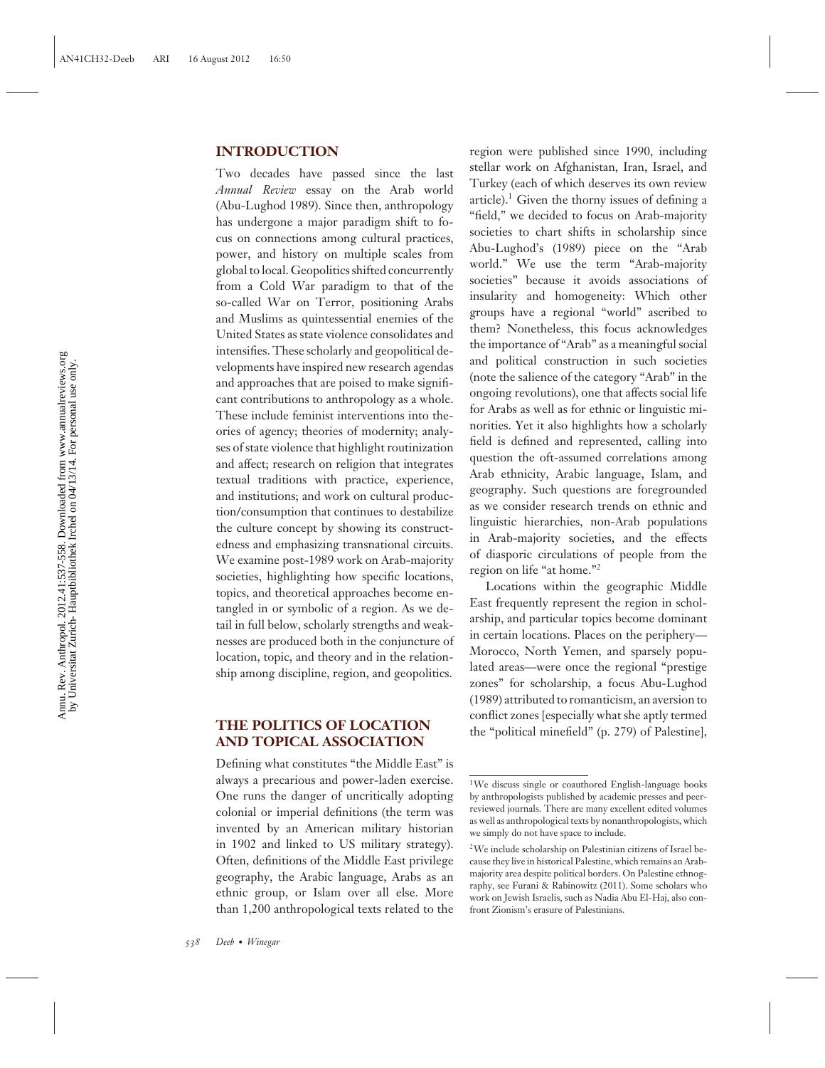## INTRODUCTION

Two decades have passed since the last *Annual Review* essay on the Arab world (Abu-Lughod 1989). Since then, anthropology has undergone a major paradigm shift to focus on connections among cultural practices, power, and history on multiple scales from global to local. Geopolitics shifted concurrently from a Cold War paradigm to that of the so-called War on Terror, positioning Arabs and Muslims as quintessential enemies of the United States as state violence consolidates and intensifies. These scholarly and geopolitical developments have inspired new research agendas and approaches that are poised to make significant contributions to anthropology as a whole. These include feminist interventions into theories of agency; theories of modernity; analyses of state violence that highlight routinization and affect; research on religion that integrates textual traditions with practice, experience, and institutions; and work on cultural production/consumption that continues to destabilize the culture concept by showing its constructedness and emphasizing transnational circuits. We examine post-1989 work on Arab-majority societies, highlighting how specific locations, topics, and theoretical approaches become entangled in or symbolic of a region. As we detail in full below, scholarly strengths and weaknesses are produced both in the conjuncture of location, topic, and theory and in the relationship among discipline, region, and geopolitics.

## THE POLITICS OF LOCATION AND TOPICAL ASSOCIATION

Defining what constitutes "the Middle East" is always a precarious and power-laden exercise. One runs the danger of uncritically adopting colonial or imperial definitions (the term was invented by an American military historian in 1902 and linked to US military strategy). Often, definitions of the Middle East privilege geography, the Arabic language, Arabs as an ethnic group, or Islam over all else. More than 1,200 anthropological texts related to the region were published since 1990, including stellar work on Afghanistan, Iran, Israel, and Turkey (each of which deserves its own review article).[1] Given the thorny issues of defining a "field," we decided to focus on Arab-majority societies to chart shifts in scholarship since Abu-Lughod's (1989) piece on the "Arab world." We use the term "Arab-majority societies" because it avoids associations of insularity and homogeneity: Which other groups have a regional "world" ascribed to them? Nonetheless, this focus acknowledges the importance of "Arab" as a meaningful social and political construction in such societies (note the salience of the category "Arab" in the ongoing revolutions), one that affects social life for Arabs as well as for ethnic or linguistic minorities. Yet it also highlights how a scholarly field is defined and represented, calling into question the oft-assumed correlations among Arab ethnicity, Arabic language, Islam, and geography. Such questions are foregrounded as we consider research trends on ethnic and linguistic hierarchies, non-Arab populations in Arab-majority societies, and the effects of diasporic circulations of people from the region on life "at home."[2]

Locations within the geographic Middle East frequently represent the region in scholarship, and particular topics become dominant in certain locations. Places on the periphery—Morocco, North Yemen, and sparsely populated areas—were once the regional "prestige zones" for scholarship, a focus Abu-Lughod (1989) attributed to romanticism, an aversion to conflict zones [especially what she aptly termed the "political minefield" (p. 279) of Palestine],

[1] We discuss single or coauthored English-language books by anthropologists published by academic presses and peer-reviewed journals. There are many excellent edited volumes as well as anthropological texts by nonanthropologists, which we simply do not have space to include.

[2] We include scholarship on Palestinian citizens of Israel because they live in historical Palestine, which remains an Arab-majority area despite political borders. On Palestine ethnography, see Furani & Rabinowitz (2011). Some scholars who work on Jewish Israelis, such as Nadia Abu El-Haj, also confront Zionism's erasure of Palestinians.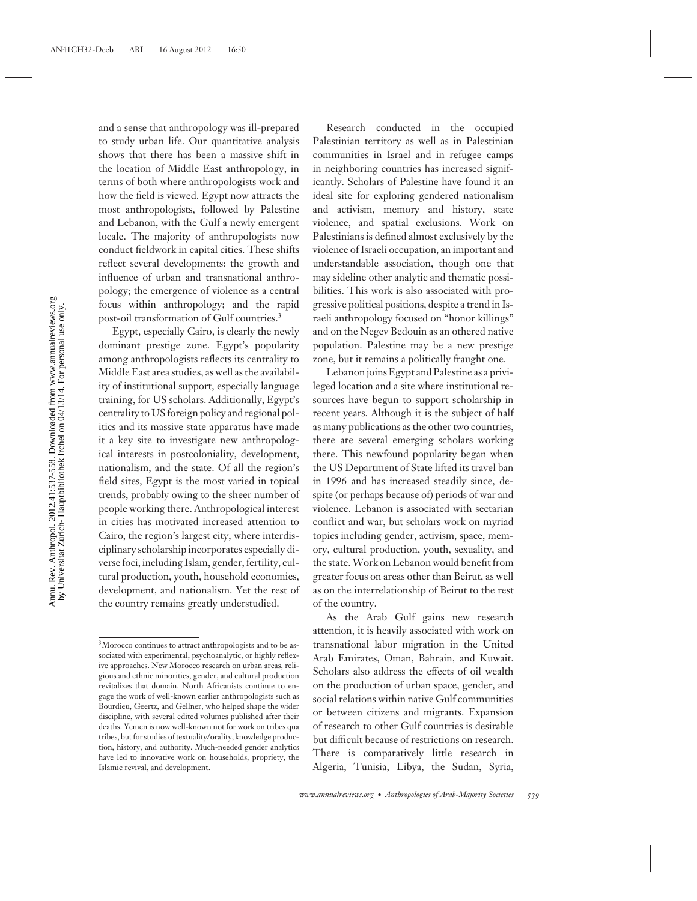and a sense that anthropology was ill-prepared to study urban life. Our quantitative analysis shows that there has been a massive shift in the location of Middle East anthropology, in terms of both where anthropologists work and how the field is viewed. Egypt now attracts the most anthropologists, followed by Palestine and Lebanon, with the Gulf a newly emergent locale. The majority of anthropologists now conduct fieldwork in capital cities. These shifts reflect several developments: the growth and influence of urban and transnational anthropology; the emergence of violence as a central focus within anthropology; and the rapid post-oil transformation of Gulf countries.[3]

Egypt, especially Cairo, is clearly the newly dominant prestige zone. Egypt's popularity among anthropologists reflects its centrality to Middle East area studies, as well as the availability of institutional support, especially language training, for US scholars. Additionally, Egypt's centrality to US foreign policy and regional politics and its massive state apparatus have made it a key site to investigate new anthropological interests in postcoloniality, development, nationalism, and the state. Of all the region's field sites, Egypt is the most varied in topical trends, probably owing to the sheer number of people working there. Anthropological interest in cities has motivated increased attention to Cairo, the region's largest city, where interdisciplinary scholarship incorporates especially diverse foci, including Islam, gender, fertility, cultural production, youth, household economies, development, and nationalism. Yet the rest of the country remains greatly understudied.

Research conducted in the occupied Palestinian territory as well as in Palestinian communities in Israel and in refugee camps in neighboring countries has increased significantly. Scholars of Palestine have found it an ideal site for exploring gendered nationalism and activism, memory and history, state violence, and spatial exclusions. Work on Palestinians is defined almost exclusively by the violence of Israeli occupation, an important and understandable association, though one that may sideline other analytic and thematic possibilities. This work is also associated with progressive political positions, despite a trend in Israeli anthropology focused on "honor killings" and on the Negev Bedouin as an othered native population. Palestine may be a new prestige zone, but it remains a politically fraught one.

Lebanon joins Egypt and Palestine as a privileged location and a site where institutional resources have begun to support scholarship in recent years. Although it is the subject of half as many publications as the other two countries, there are several emerging scholars working there. This newfound popularity began when the US Department of State lifted its travel ban in 1996 and has increased steadily since, despite (or perhaps because of) periods of war and violence. Lebanon is associated with sectarian conflict and war, but scholars work on myriad topics including gender, activism, space, memory, cultural production, youth, sexuality, and the state. Work on Lebanon would benefit from greater focus on areas other than Beirut, as well as on the interrelationship of Beirut to the rest of the country.

As the Arab Gulf gains new research attention, it is heavily associated with work on transnational labor migration in the United Arab Emirates, Oman, Bahrain, and Kuwait. Scholars also address the effects of oil wealth on the production of urban space, gender, and social relations within native Gulf communities or between citizens and migrants. Expansion of research to other Gulf countries is desirable but difficult because of restrictions on research. There is comparatively little research in Algeria, Tunisia, Libya, the Sudan, Syria,

[3]Morocco continues to attract anthropologists and to be associated with experimental, psychoanalytic, or highly reflexive approaches. New Morocco research on urban areas, religious and ethnic minorities, gender, and cultural production revitalizes that domain. North Africanists continue to engage the work of well-known earlier anthropologists such as Bourdieu, Geertz, and Gellner, who helped shape the wider discipline, with several edited volumes published after their deaths. Yemen is now well-known not for work on tribes qua tribes, but for studies of textuality/orality, knowledge production, history, and authority. Much-needed gender analytics have led to innovative work on households, propriety, the Islamic revival, and development.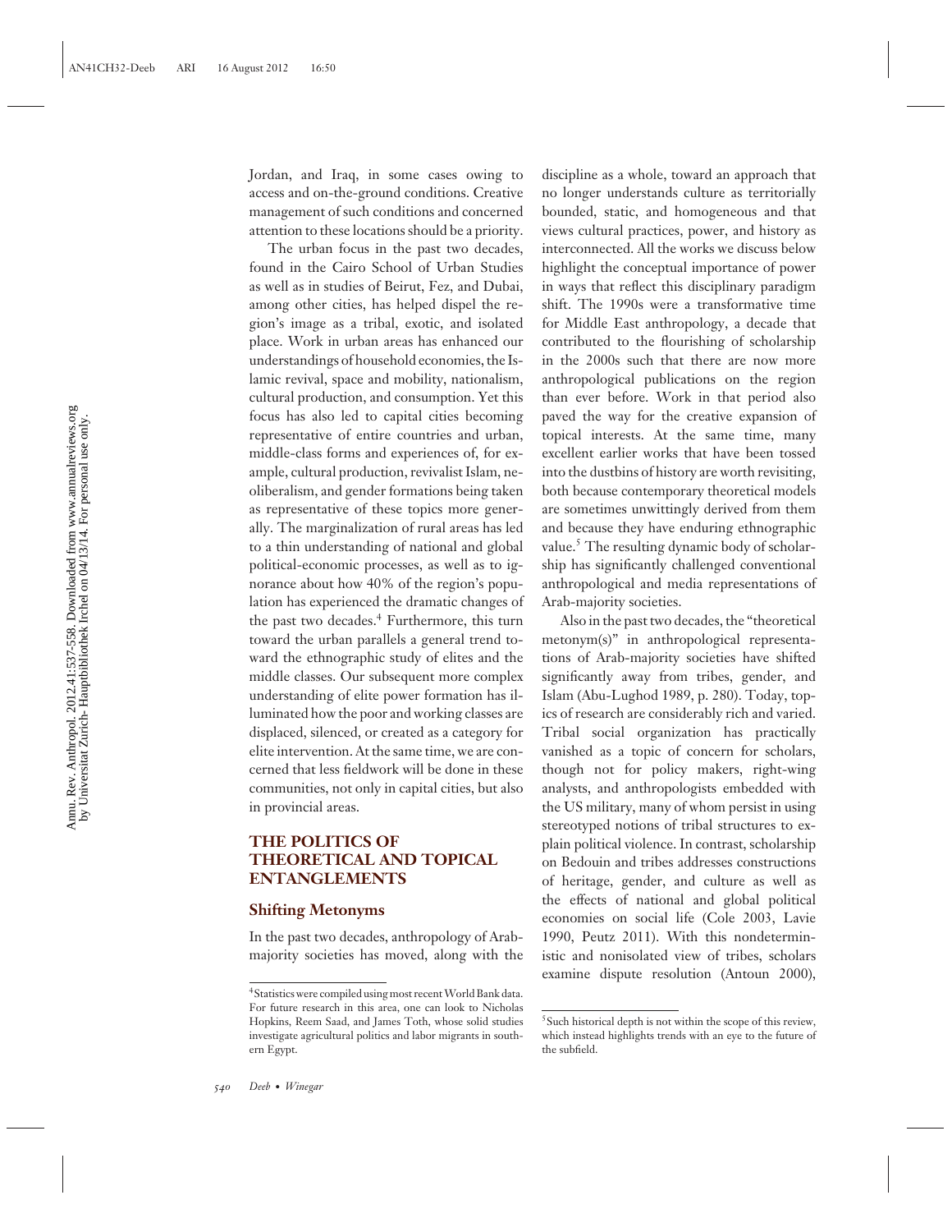Jordan, and Iraq, in some cases owing to access and on-the-ground conditions. Creative management of such conditions and concerned attention to these locations should be a priority.

The urban focus in the past two decades, found in the Cairo School of Urban Studies as well as in studies of Beirut, Fez, and Dubai, among other cities, has helped dispel the region's image as a tribal, exotic, and isolated place. Work in urban areas has enhanced our understandings of household economies, the Islamic revival, space and mobility, nationalism, cultural production, and consumption. Yet this focus has also led to capital cities becoming representative of entire countries and urban, middle-class forms and experiences of, for example, cultural production, revivalist Islam, neoliberalism, and gender formations being taken as representative of these topics more generally. The marginalization of rural areas has led to a thin understanding of national and global political-economic processes, as well as to ignorance about how 40% of the region's population has experienced the dramatic changes of the past two decades.[4] Furthermore, this turn toward the urban parallels a general trend toward the ethnographic study of elites and the middle classes. Our subsequent more complex understanding of elite power formation has illuminated how the poor and working classes are displaced, silenced, or created as a category for elite intervention. At the same time, we are concerned that less fieldwork will be done in these communities, not only in capital cities, but also in provincial areas.

## THE POLITICS OF THEORETICAL AND TOPICAL ENTANGLEMENTS

### Shifting Metonyms

In the past two decades, anthropology of Arab-majority societies has moved, along with the discipline as a whole, toward an approach that no longer understands culture as territorially bounded, static, and homogeneous and that views cultural practices, power, and history as interconnected. All the works we discuss below highlight the conceptual importance of power in ways that reflect this disciplinary paradigm shift. The 1990s were a transformative time for Middle East anthropology, a decade that contributed to the flourishing of scholarship in the 2000s such that there are now more anthropological publications on the region than ever before. Work in that period also paved the way for the creative expansion of topical interests. At the same time, many excellent earlier works that have been tossed into the dustbins of history are worth revisiting, both because contemporary theoretical models are sometimes unwittingly derived from them and because they have enduring ethnographic value.[5] The resulting dynamic body of scholarship has significantly challenged conventional anthropological and media representations of Arab-majority societies.

Also in the past two decades, the "theoretical metonym(s)" in anthropological representations of Arab-majority societies have shifted significantly away from tribes, gender, and Islam (Abu-Lughod 1989, p. 280). Today, topics of research are considerably rich and varied. Tribal social organization has practically vanished as a topic of concern for scholars, though not for policy makers, right-wing analysts, and anthropologists embedded with the US military, many of whom persist in using stereotyped notions of tribal structures to explain political violence. In contrast, scholarship on Bedouin and tribes addresses constructions of heritage, gender, and culture as well as the effects of national and global political economies on social life (Cole 2003, Lavie 1990, Peutz 2011). With this nondeterministic and nonisolated view of tribes, scholars examine dispute resolution (Antoun 2000),

[4] Statistics were compiled using most recent World Bank data. For future research in this area, one can look to Nicholas Hopkins, Reem Saad, and James Toth, whose solid studies investigate agricultural politics and labor migrants in southern Egypt.

[5] Such historical depth is not within the scope of this review, which instead highlights trends with an eye to the future of the subfield.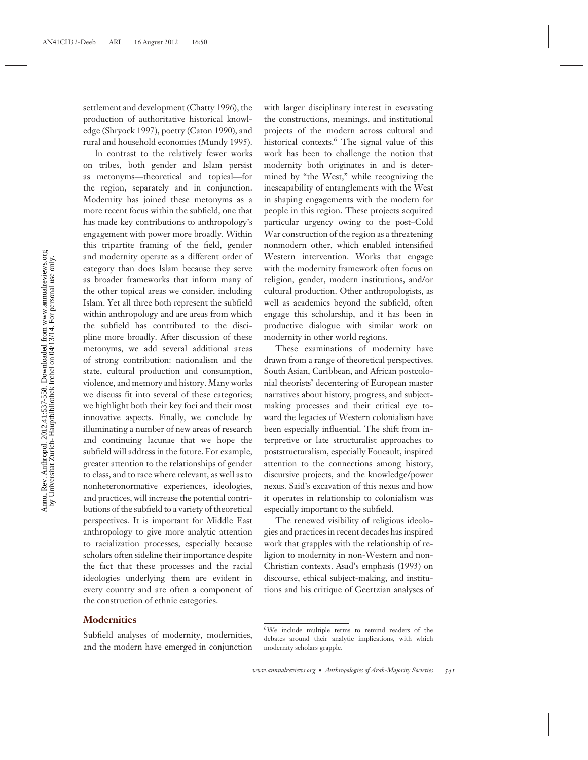settlement and development (Chatty 1996), the production of authoritative historical knowledge (Shryock 1997), poetry (Caton 1990), and rural and household economies (Mundy 1995).

In contrast to the relatively fewer works on tribes, both gender and Islam persist as metonyms—theoretical and topical—for the region, separately and in conjunction. Modernity has joined these metonyms as a more recent focus within the subfield, one that has made key contributions to anthropology's engagement with power more broadly. Within this tripartite framing of the field, gender and modernity operate as a different order of category than does Islam because they serve as broader frameworks that inform many of the other topical areas we consider, including Islam. Yet all three both represent the subfield within anthropology and are areas from which the subfield has contributed to the discipline more broadly. After discussion of these metonyms, we add several additional areas of strong contribution: nationalism and the state, cultural production and consumption, violence, and memory and history. Many works we discuss fit into several of these categories; we highlight both their key foci and their most innovative aspects. Finally, we conclude by illuminating a number of new areas of research and continuing lacunae that we hope the subfield will address in the future. For example, greater attention to the relationships of gender to class, and to race where relevant, as well as to nonheteronormative experiences, ideologies, and practices, will increase the potential contributions of the subfield to a variety of theoretical perspectives. It is important for Middle East anthropology to give more analytic attention to racialization processes, especially because scholars often sideline their importance despite the fact that these processes and the racial ideologies underlying them are evident in every country and are often a component of the construction of ethnic categories.

## Modernities

Subfield analyses of modernity, modernities, and the modern have emerged in conjunction with larger disciplinary interest in excavating the constructions, meanings, and institutional projects of the modern across cultural and historical contexts.[6] The signal value of this work has been to challenge the notion that modernity both originates in and is determined by "the West," while recognizing the inescapability of entanglements with the West in shaping engagements with the modern for people in this region. These projects acquired particular urgency owing to the post–Cold War construction of the region as a threatening nonmodern other, which enabled intensified Western intervention. Works that engage with the modernity framework often focus on religion, gender, modern institutions, and/or cultural production. Other anthropologists, as well as academics beyond the subfield, often engage this scholarship, and it has been in productive dialogue with similar work on modernity in other world regions.

These examinations of modernity have drawn from a range of theoretical perspectives. South Asian, Caribbean, and African postcolonial theorists' decentering of European master narratives about history, progress, and subject-making processes and their critical eye toward the legacies of Western colonialism have been especially influential. The shift from interpretive or late structuralist approaches to poststructuralism, especially Foucault, inspired attention to the connections among history, discursive projects, and the knowledge/power nexus. Said's excavation of this nexus and how it operates in relationship to colonialism was especially important to the subfield.

The renewed visibility of religious ideologies and practices in recent decades has inspired work that grapples with the relationship of religion to modernity in non-Western and non-Christian contexts. Asad's emphasis (1993) on discourse, ethical subject-making, and institutions and his critique of Geertzian analyses of

[6] We include multiple terms to remind readers of the debates around their analytic implications, with which modernity scholars grapple.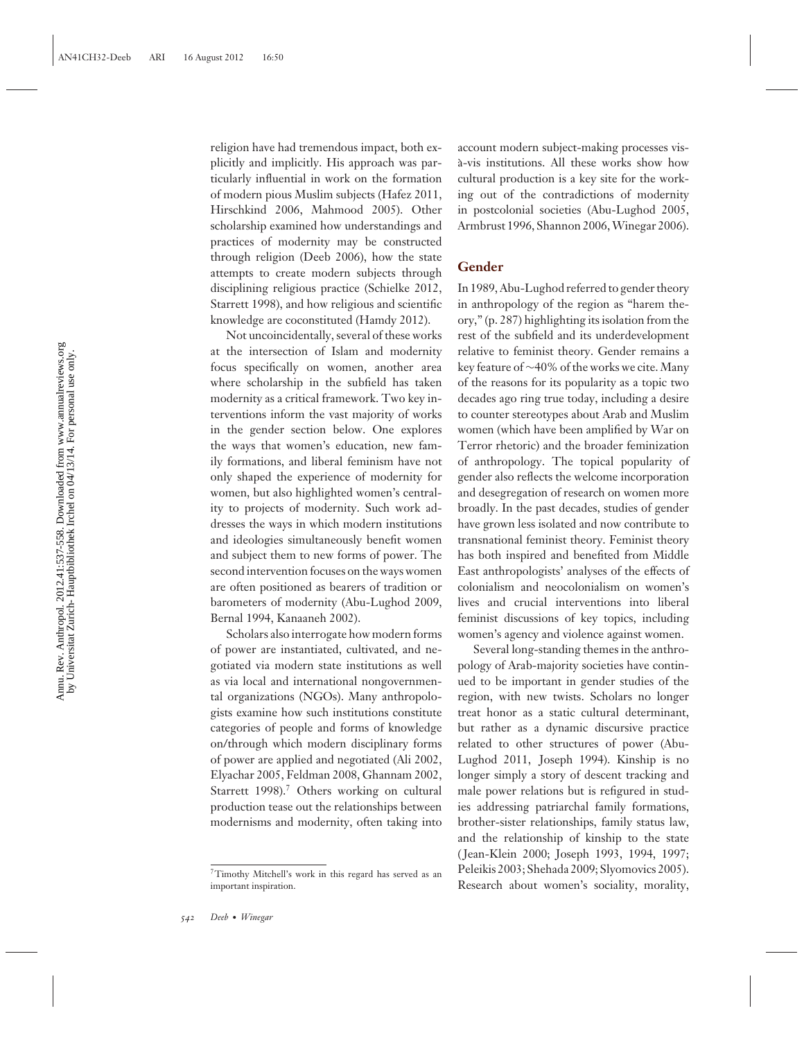religion have had tremendous impact, both explicitly and implicitly. His approach was particularly influential in work on the formation of modern pious Muslim subjects (Hafez 2011, Hirschkind 2006, Mahmood 2005). Other scholarship examined how understandings and practices of modernity may be constructed through religion (Deeb 2006), how the state attempts to create modern subjects through disciplining religious practice (Schielke 2012, Starrett 1998), and how religious and scientific knowledge are coconstituted (Hamdy 2012).

Not uncoincidentally, several of these works at the intersection of Islam and modernity focus specifically on women, another area where scholarship in the subfield has taken modernity as a critical framework. Two key interventions inform the vast majority of works in the gender section below. One explores the ways that women's education, new family formations, and liberal feminism have not only shaped the experience of modernity for women, but also highlighted women's centrality to projects of modernity. Such work addresses the ways in which modern institutions and ideologies simultaneously benefit women and subject them to new forms of power. The second intervention focuses on the ways women are often positioned as bearers of tradition or barometers of modernity (Abu-Lughod 2009, Bernal 1994, Kanaaneh 2002).

Scholars also interrogate how modern forms of power are instantiated, cultivated, and negotiated via modern state institutions as well as via local and international nongovernmental organizations (NGOs). Many anthropologists examine how such institutions constitute categories of people and forms of knowledge on/through which modern disciplinary forms of power are applied and negotiated (Ali 2002, Elyachar 2005, Feldman 2008, Ghannam 2002, Starrett 1998).[7] Others working on cultural production tease out the relationships between modernisms and modernity, often taking into account modern subject-making processes vis-à-vis institutions. All these works show how cultural production is a key site for the working out of the contradictions of modernity in postcolonial societies (Abu-Lughod 2005, Armbrust 1996, Shannon 2006, Winegar 2006).

[7] Timothy Mitchell's work in this regard has served as an important inspiration.

## Gender

In 1989, Abu-Lughod referred to gender theory in anthropology of the region as "harem theory," (p. 287) highlighting its isolation from the rest of the subfield and its underdevelopment relative to feminist theory. Gender remains a key feature of ~40% of the works we cite. Many of the reasons for its popularity as a topic two decades ago ring true today, including a desire to counter stereotypes about Arab and Muslim women (which have been amplified by War on Terror rhetoric) and the broader feminization of anthropology. The topical popularity of gender also reflects the welcome incorporation and desegregation of research on women more broadly. In the past decades, studies of gender have grown less isolated and now contribute to transnational feminist theory. Feminist theory has both inspired and benefited from Middle East anthropologists' analyses of the effects of colonialism and neocolonialism on women's lives and crucial interventions into liberal feminist discussions of key topics, including women's agency and violence against women.

Several long-standing themes in the anthropology of Arab-majority societies have continued to be important in gender studies of the region, with new twists. Scholars no longer treat honor as a static cultural determinant, but rather as a dynamic discursive practice related to other structures of power (Abu-Lughod 2011, Joseph 1994). Kinship is no longer simply a story of descent tracking and male power relations but is refigured in studies addressing patriarchal family formations, brother-sister relationships, family status law, and the relationship of kinship to the state (Jean-Klein 2000; Joseph 1993, 1994, 1997; Peleikis 2003; Shehada 2009; Slyomovics 2005). Research about women's sociality, morality,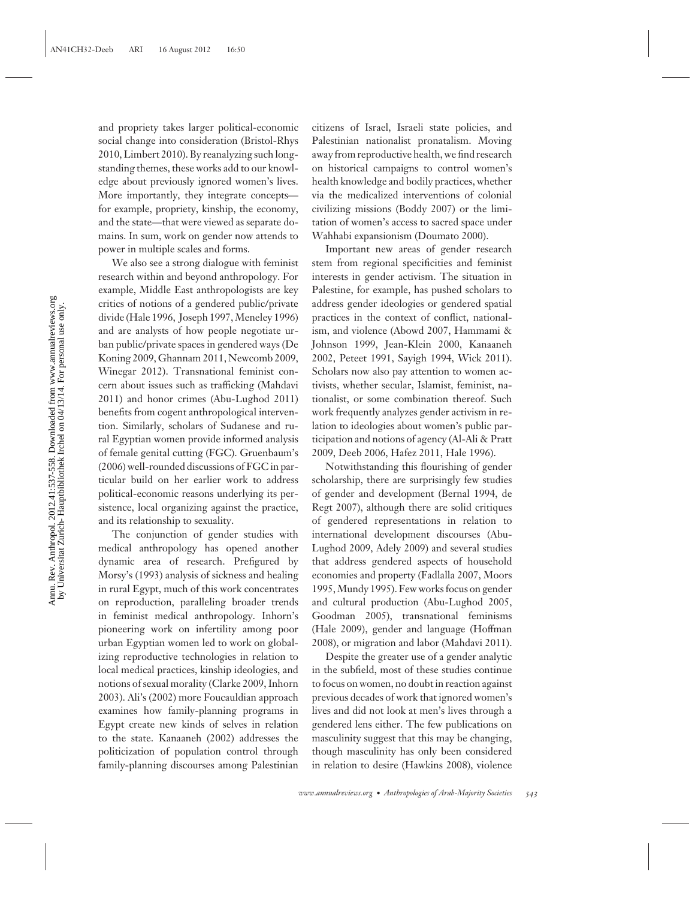and propriety takes larger political-economic social change into consideration (Bristol-Rhys 2010, Limbert 2010). By reanalyzing such longstanding themes, these works add to our knowledge about previously ignored women's lives. More importantly, they integrate concepts—for example, propriety, kinship, the economy, and the state—that were viewed as separate domains. In sum, work on gender now attends to power in multiple scales and forms.

We also see a strong dialogue with feminist research within and beyond anthropology. For example, Middle East anthropologists are key critics of notions of a gendered public/private divide (Hale 1996, Joseph 1997, Meneley 1996) and are analysts of how people negotiate urban public/private spaces in gendered ways (De Koning 2009, Ghannam 2011, Newcomb 2009, Winegar 2012). Transnational feminist concern about issues such as trafficking (Mahdavi 2011) and honor crimes (Abu-Lughod 2011) benefits from cogent anthropological intervention. Similarly, scholars of Sudanese and rural Egyptian women provide informed analysis of female genital cutting (FGC). Gruenbaum's (2006) well-rounded discussions of FGC in particular build on her earlier work to address political-economic reasons underlying its persistence, local organizing against the practice, and its relationship to sexuality.

The conjunction of gender studies with medical anthropology has opened another dynamic area of research. Prefigured by Morsy's (1993) analysis of sickness and healing in rural Egypt, much of this work concentrates on reproduction, paralleling broader trends in feminist medical anthropology. Inhorn's pioneering work on infertility among poor urban Egyptian women led to work on globalizing reproductive technologies in relation to local medical practices, kinship ideologies, and notions of sexual morality (Clarke 2009, Inhorn 2003). Ali's (2002) more Foucauldian approach examines how family-planning programs in Egypt create new kinds of selves in relation to the state. Kanaaneh (2002) addresses the politicization of population control through family-planning discourses among Palestinian citizens of Israel, Israeli state policies, and Palestinian nationalist pronatalism. Moving away from reproductive health, we find research on historical campaigns to control women's health knowledge and bodily practices, whether via the medicalized interventions of colonial civilizing missions (Boddy 2007) or the limitation of women's access to sacred space under Wahhabi expansionism (Doumato 2000).

Important new areas of gender research stem from regional specificities and feminist interests in gender activism. The situation in Palestine, for example, has pushed scholars to address gender ideologies or gendered spatial practices in the context of conflict, nationalism, and violence (Abowd 2007, Hammami & Johnson 1999, Jean-Klein 2000, Kanaaneh 2002, Peteet 1991, Sayigh 1994, Wick 2011). Scholars now also pay attention to women activists, whether secular, Islamist, feminist, nationalist, or some combination thereof. Such work frequently analyzes gender activism in relation to ideologies about women's public participation and notions of agency (Al-Ali & Pratt 2009, Deeb 2006, Hafez 2011, Hale 1996).

Notwithstanding this flourishing of gender scholarship, there are surprisingly few studies of gender and development (Bernal 1994, de Regt 2007), although there are solid critiques of gendered representations in relation to international development discourses (Abu-Lughod 2009, Adely 2009) and several studies that address gendered aspects of household economies and property (Fadlalla 2007, Moors 1995, Mundy 1995). Few works focus on gender and cultural production (Abu-Lughod 2005, Goodman 2005), transnational feminisms (Hale 2009), gender and language (Hoffman 2008), or migration and labor (Mahdavi 2011).

Despite the greater use of a gender analytic in the subfield, most of these studies continue to focus on women, no doubt in reaction against previous decades of work that ignored women's lives and did not look at men's lives through a gendered lens either. The few publications on masculinity suggest that this may be changing, though masculinity has only been considered in relation to desire (Hawkins 2008), violence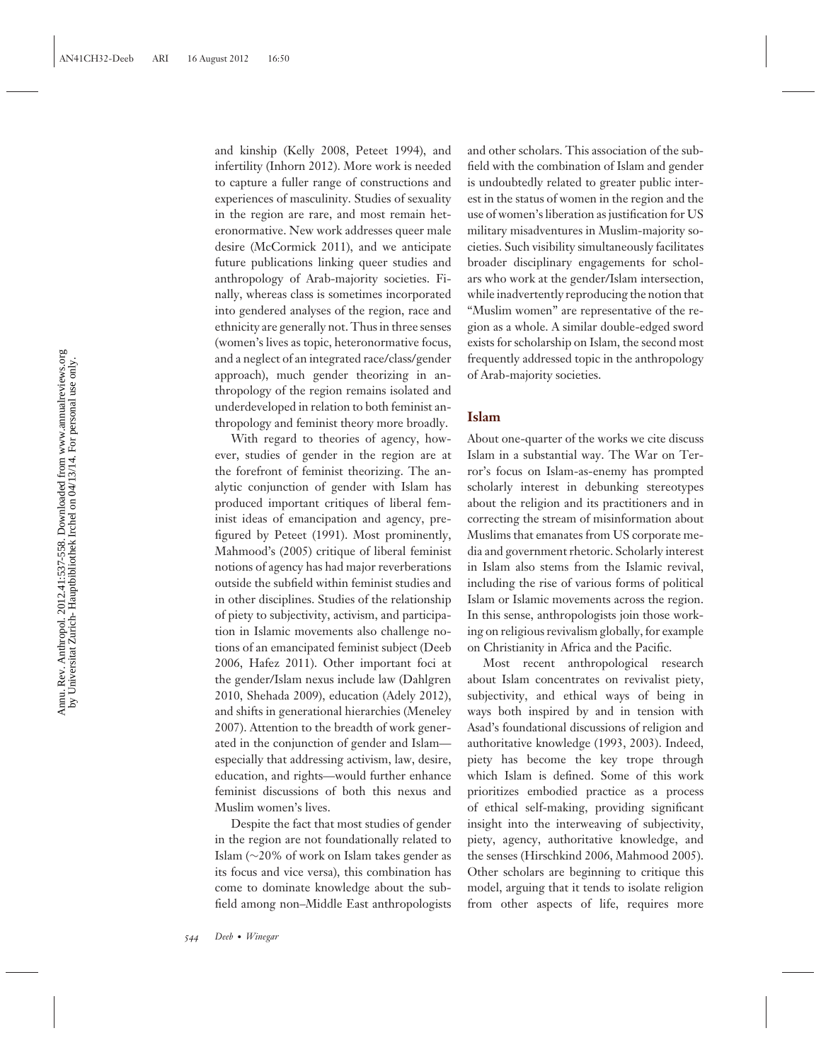and kinship (Kelly 2008, Peteet 1994), and infertility (Inhorn 2012). More work is needed to capture a fuller range of constructions and experiences of masculinity. Studies of sexuality in the region are rare, and most remain heteronormative. New work addresses queer male desire (McCormick 2011), and we anticipate future publications linking queer studies and anthropology of Arab-majority societies. Finally, whereas class is sometimes incorporated into gendered analyses of the region, race and ethnicity are generally not. Thus in three senses (women's lives as topic, heteronormative focus, and a neglect of an integrated race/class/gender approach), much gender theorizing in anthropology of the region remains isolated and underdeveloped in relation to both feminist anthropology and feminist theory more broadly.

With regard to theories of agency, however, studies of gender in the region are at the forefront of feminist theorizing. The analytic conjunction of gender with Islam has produced important critiques of liberal feminist ideas of emancipation and agency, prefigured by Peteet (1991). Most prominently, Mahmood's (2005) critique of liberal feminist notions of agency has had major reverberations outside the subfield within feminist studies and in other disciplines. Studies of the relationship of piety to subjectivity, activism, and participation in Islamic movements also challenge notions of an emancipated feminist subject (Deeb 2006, Hafez 2011). Other important foci at the gender/Islam nexus include law (Dahlgren 2010, Shehada 2009), education (Adely 2012), and shifts in generational hierarchies (Meneley 2007). Attention to the breadth of work generated in the conjunction of gender and Islam—especially that addressing activism, law, desire, education, and rights—would further enhance feminist discussions of both this nexus and Muslim women's lives.

Despite the fact that most studies of gender in the region are not foundationally related to Islam (~20% of work on Islam takes gender as its focus and vice versa), this combination has come to dominate knowledge about the subfield among non–Middle East anthropologists and other scholars. This association of the subfield with the combination of Islam and gender is undoubtedly related to greater public interest in the status of women in the region and the use of women's liberation as justification for US military misadventures in Muslim-majority societies. Such visibility simultaneously facilitates broader disciplinary engagements for scholars who work at the gender/Islam intersection, while inadvertently reproducing the notion that "Muslim women" are representative of the region as a whole. A similar double-edged sword exists for scholarship on Islam, the second most frequently addressed topic in the anthropology of Arab-majority societies.

## Islam

About one-quarter of the works we cite discuss Islam in a substantial way. The War on Terror's focus on Islam-as-enemy has prompted scholarly interest in debunking stereotypes about the religion and its practitioners and in correcting the stream of misinformation about Muslims that emanates from US corporate media and government rhetoric. Scholarly interest in Islam also stems from the Islamic revival, including the rise of various forms of political Islam or Islamic movements across the region. In this sense, anthropologists join those working on religious revivalism globally, for example on Christianity in Africa and the Pacific.

Most recent anthropological research about Islam concentrates on revivalist piety, subjectivity, and ethical ways of being in ways both inspired by and in tension with Asad's foundational discussions of religion and authoritative knowledge (1993, 2003). Indeed, piety has become the key trope through which Islam is defined. Some of this work prioritizes embodied practice as a process of ethical self-making, providing significant insight into the interweaving of subjectivity, piety, agency, authoritative knowledge, and the senses (Hirschkind 2006, Mahmood 2005). Other scholars are beginning to critique this model, arguing that it tends to isolate religion from other aspects of life, requires more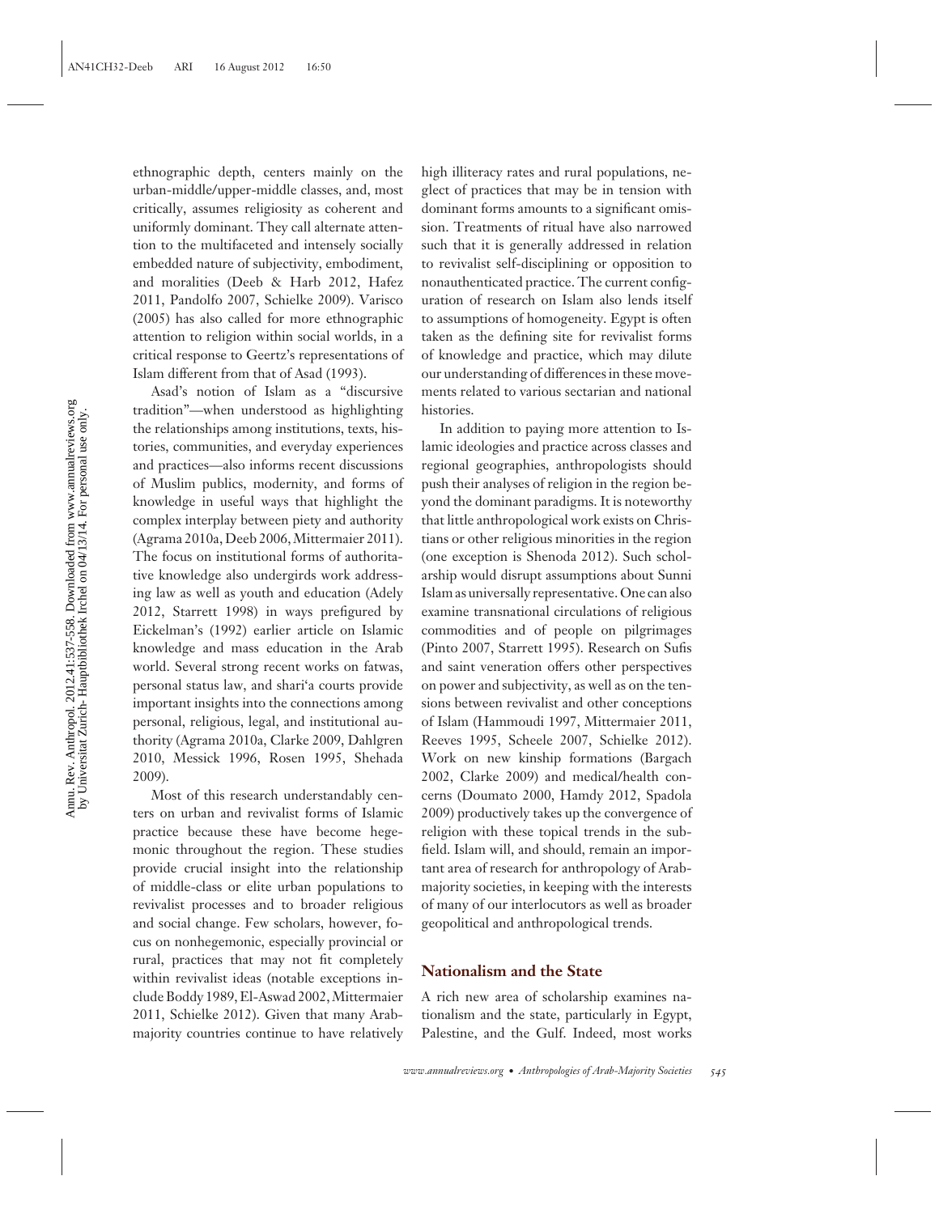ethnographic depth, centers mainly on the urban-middle/upper-middle classes, and, most critically, assumes religiosity as coherent and uniformly dominant. They call alternate attention to the multifaceted and intensely socially embedded nature of subjectivity, embodiment, and moralities (Deeb & Harb 2012, Hafez 2011, Pandolfo 2007, Schielke 2009). Varisco (2005) has also called for more ethnographic attention to religion within social worlds, in a critical response to Geertz's representations of Islam different from that of Asad (1993).

Asad's notion of Islam as a "discursive tradition"—when understood as highlighting the relationships among institutions, texts, histories, communities, and everyday experiences and practices—also informs recent discussions of Muslim publics, modernity, and forms of knowledge in useful ways that highlight the complex interplay between piety and authority (Agrama 2010a, Deeb 2006, Mittermaier 2011). The focus on institutional forms of authoritative knowledge also undergirds work addressing law as well as youth and education (Adely 2012, Starrett 1998) in ways prefigured by Eickelman's (1992) earlier article on Islamic knowledge and mass education in the Arab world. Several strong recent works on fatwas, personal status law, and shari'a courts provide important insights into the connections among personal, religious, legal, and institutional authority (Agrama 2010a, Clarke 2009, Dahlgren 2010, Messick 1996, Rosen 1995, Shehada 2009).

Most of this research understandably centers on urban and revivalist forms of Islamic practice because these have become hegemonic throughout the region. These studies provide crucial insight into the relationship of middle-class or elite urban populations to revivalist processes and to broader religious and social change. Few scholars, however, focus on nonhegemonic, especially provincial or rural, practices that may not fit completely within revivalist ideas (notable exceptions include Boddy 1989, El-Aswad 2002, Mittermaier 2011, Schielke 2012). Given that many Arab-majority countries continue to have relatively high illiteracy rates and rural populations, neglect of practices that may be in tension with dominant forms amounts to a significant omission. Treatments of ritual have also narrowed such that it is generally addressed in relation to revivalist self-disciplining or opposition to nonauthenticated practice. The current configuration of research on Islam also lends itself to assumptions of homogeneity. Egypt is often taken as the defining site for revivalist forms of knowledge and practice, which may dilute our understanding of differences in these movements related to various sectarian and national histories.

In addition to paying more attention to Islamic ideologies and practice across classes and regional geographies, anthropologists should push their analyses of religion in the region beyond the dominant paradigms. It is noteworthy that little anthropological work exists on Christians or other religious minorities in the region (one exception is Shenoda 2012). Such scholarship would disrupt assumptions about Sunni Islam as universally representative. One can also examine transnational circulations of religious commodities and of people on pilgrimages (Pinto 2007, Starrett 1995). Research on Sufis and saint veneration offers other perspectives on power and subjectivity, as well as on the tensions between revivalist and other conceptions of Islam (Hammoudi 1997, Mittermaier 2011, Reeves 1995, Scheele 2007, Schielke 2012). Work on new kinship formations (Bargach 2002, Clarke 2009) and medical/health concerns (Doumato 2000, Hamdy 2012, Spadola 2009) productively takes up the convergence of religion with these topical trends in the subfield. Islam will, and should, remain an important area of research for anthropology of Arab-majority societies, in keeping with the interests of many of our interlocutors as well as broader geopolitical and anthropological trends.

## Nationalism and the State

A rich new area of scholarship examines nationalism and the state, particularly in Egypt, Palestine, and the Gulf. Indeed, most works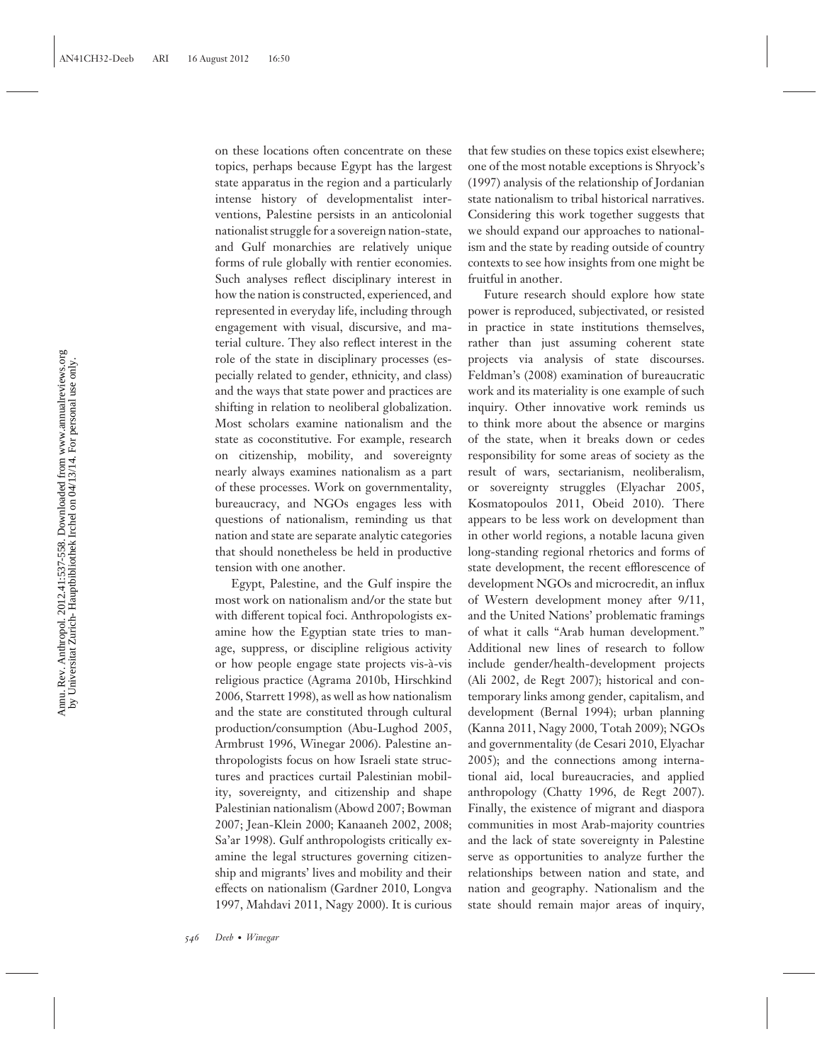on these locations often concentrate on these topics, perhaps because Egypt has the largest state apparatus in the region and a particularly intense history of developmentalist interventions, Palestine persists in an anticolonial nationalist struggle for a sovereign nation-state, and Gulf monarchies are relatively unique forms of rule globally with rentier economies. Such analyses reflect disciplinary interest in how the nation is constructed, experienced, and represented in everyday life, including through engagement with visual, discursive, and material culture. They also reflect interest in the role of the state in disciplinary processes (especially related to gender, ethnicity, and class) and the ways that state power and practices are shifting in relation to neoliberal globalization. Most scholars examine nationalism and the state as coconstitutive. For example, research on citizenship, mobility, and sovereignty nearly always examines nationalism as a part of these processes. Work on governmentality, bureaucracy, and NGOs engages less with questions of nationalism, reminding us that nation and state are separate analytic categories that should nonetheless be held in productive tension with one another.

Egypt, Palestine, and the Gulf inspire the most work on nationalism and/or the state but with different topical foci. Anthropologists examine how the Egyptian state tries to manage, suppress, or discipline religious activity or how people engage state projects vis-à-vis religious practice (Agrama 2010b, Hirschkind 2006, Starrett 1998), as well as how nationalism and the state are constituted through cultural production/consumption (Abu-Lughod 2005, Armbrust 1996, Winegar 2006). Palestine anthropologists focus on how Israeli state structures and practices curtail Palestinian mobility, sovereignty, and citizenship and shape Palestinian nationalism (Abowd 2007; Bowman 2007; Jean-Klein 2000; Kanaaneh 2002, 2008; Sa'ar 1998). Gulf anthropologists critically examine the legal structures governing citizenship and migrants' lives and mobility and their effects on nationalism (Gardner 2010, Longva 1997, Mahdavi 2011, Nagy 2000). It is curious that few studies on these topics exist elsewhere; one of the most notable exceptions is Shryock's (1997) analysis of the relationship of Jordanian state nationalism to tribal historical narratives. Considering this work together suggests that we should expand our approaches to nationalism and the state by reading outside of country contexts to see how insights from one might be fruitful in another.

Future research should explore how state power is reproduced, subjectivated, or resisted in practice in state institutions themselves, rather than just assuming coherent state projects via analysis of state discourses. Feldman's (2008) examination of bureaucratic work and its materiality is one example of such inquiry. Other innovative work reminds us to think more about the absence or margins of the state, when it breaks down or cedes responsibility for some areas of society as the result of wars, sectarianism, neoliberalism, or sovereignty struggles (Elyachar 2005, Kosmatopoulos 2011, Obeid 2010). There appears to be less work on development than in other world regions, a notable lacuna given long-standing regional rhetorics and forms of state development, the recent efflorescence of development NGOs and microcredit, an influx of Western development money after 9/11, and the United Nations' problematic framings of what it calls "Arab human development." Additional new lines of research to follow include gender/health-development projects (Ali 2002, de Regt 2007); historical and contemporary links among gender, capitalism, and development (Bernal 1994); urban planning (Kanna 2011, Nagy 2000, Totah 2009); NGOs and governmentality (de Cesari 2010, Elyachar 2005); and the connections among international aid, local bureaucracies, and applied anthropology (Chatty 1996, de Regt 2007). Finally, the existence of migrant and diaspora communities in most Arab-majority countries and the lack of state sovereignty in Palestine serve as opportunities to analyze further the relationships between nation and state, and nation and geography. Nationalism and the state should remain major areas of inquiry,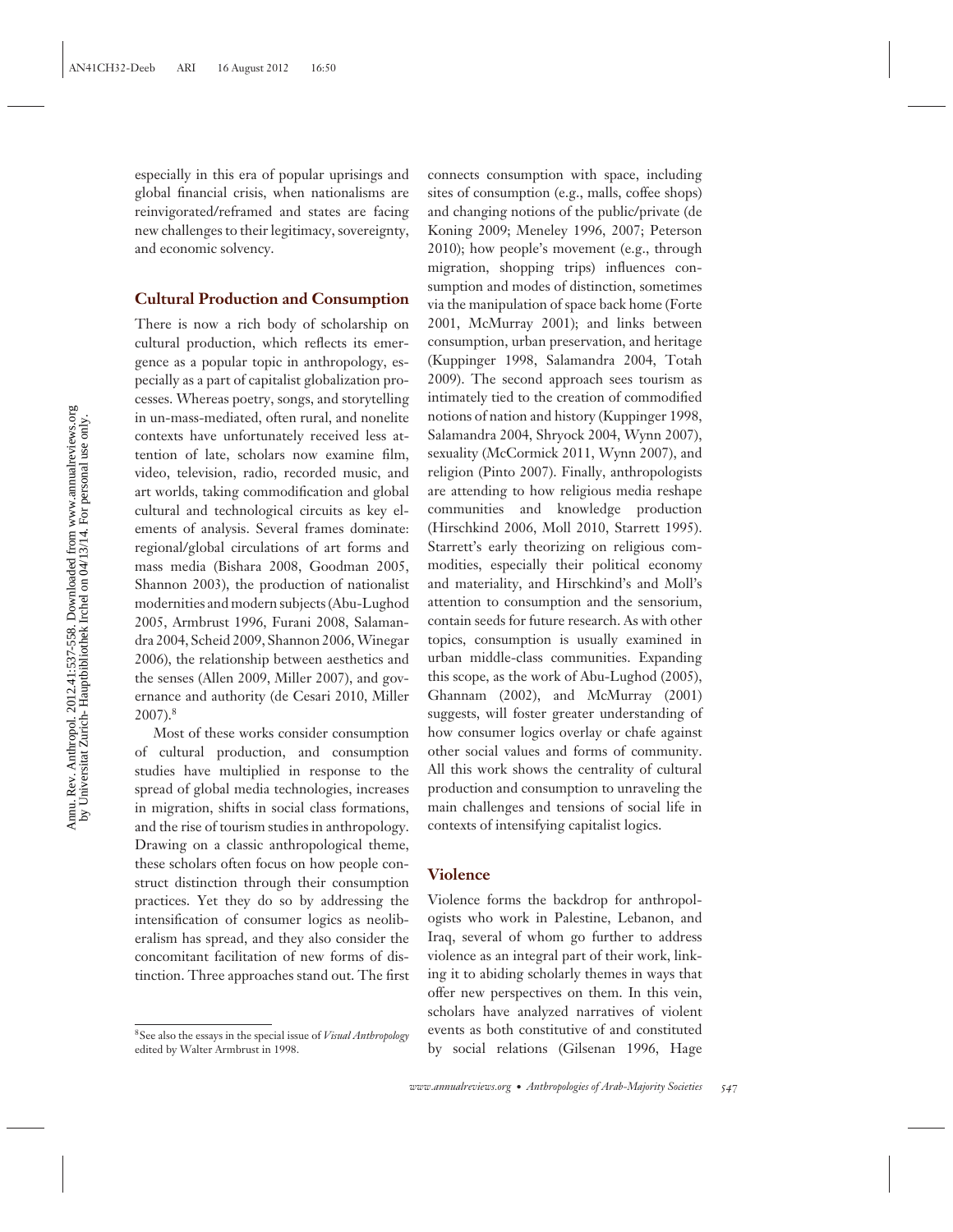especially in this era of popular uprisings and global financial crisis, when nationalisms are reinvigorated/reframed and states are facing new challenges to their legitimacy, sovereignty, and economic solvency.

### Cultural Production and Consumption

There is now a rich body of scholarship on cultural production, which reflects its emergence as a popular topic in anthropology, especially as a part of capitalist globalization processes. Whereas poetry, songs, and storytelling in un-mass-mediated, often rural, and nonelite contexts have unfortunately received less attention of late, scholars now examine film, video, television, radio, recorded music, and art worlds, taking commodification and global cultural and technological circuits as key elements of analysis. Several frames dominate: regional/global circulations of art forms and mass media (Bishara 2008, Goodman 2005, Shannon 2003), the production of nationalist modernities and modern subjects (Abu-Lughod 2005, Armbrust 1996, Furani 2008, Salamandra 2004, Scheid 2009, Shannon 2006, Winegar 2006), the relationship between aesthetics and the senses (Allen 2009, Miller 2007), and governance and authority (de Cesari 2010, Miller 2007).[8]

Most of these works consider consumption of cultural production, and consumption studies have multiplied in response to the spread of global media technologies, increases in migration, shifts in social class formations, and the rise of tourism studies in anthropology. Drawing on a classic anthropological theme, these scholars often focus on how people construct distinction through their consumption practices. Yet they do so by addressing the intensification of consumer logics as neoliberalism has spread, and they also consider the concomitant facilitation of new forms of distinction. Three approaches stand out. The first connects consumption with space, including sites of consumption (e.g., malls, coffee shops) and changing notions of the public/private (de Koning 2009; Meneley 1996, 2007; Peterson 2010); how people's movement (e.g., through migration, shopping trips) influences consumption and modes of distinction, sometimes via the manipulation of space back home (Forte 2001, McMurray 2001); and links between consumption, urban preservation, and heritage (Kuppinger 1998, Salamandra 2004, Totah 2009). The second approach sees tourism as intimately tied to the creation of commodified notions of nation and history (Kuppinger 1998, Salamandra 2004, Shryock 2004, Wynn 2007), sexuality (McCormick 2011, Wynn 2007), and religion (Pinto 2007). Finally, anthropologists are attending to how religious media reshape communities and knowledge production (Hirschkind 2006, Moll 2010, Starrett 1995). Starrett's early theorizing on religious commodities, especially their political economy and materiality, and Hirschkind's and Moll's attention to consumption and the sensorium, contain seeds for future research. As with other topics, consumption is usually examined in urban middle-class communities. Expanding this scope, as the work of Abu-Lughod (2005), Ghannam (2002), and McMurray (2001) suggests, will foster greater understanding of how consumer logics overlay or chafe against other social values and forms of community. All this work shows the centrality of cultural production and consumption to unraveling the main challenges and tensions of social life in contexts of intensifying capitalist logics.

### Violence

Violence forms the backdrop for anthropologists who work in Palestine, Lebanon, and Iraq, several of whom go further to address violence as an integral part of their work, linking it to abiding scholarly themes in ways that offer new perspectives on them. In this vein, scholars have analyzed narratives of violent events as both constitutive of and constituted by social relations (Gilsenan 1996, Hage

[8]See also the essays in the special issue of *Visual Anthropology* edited by Walter Armbrust in 1998.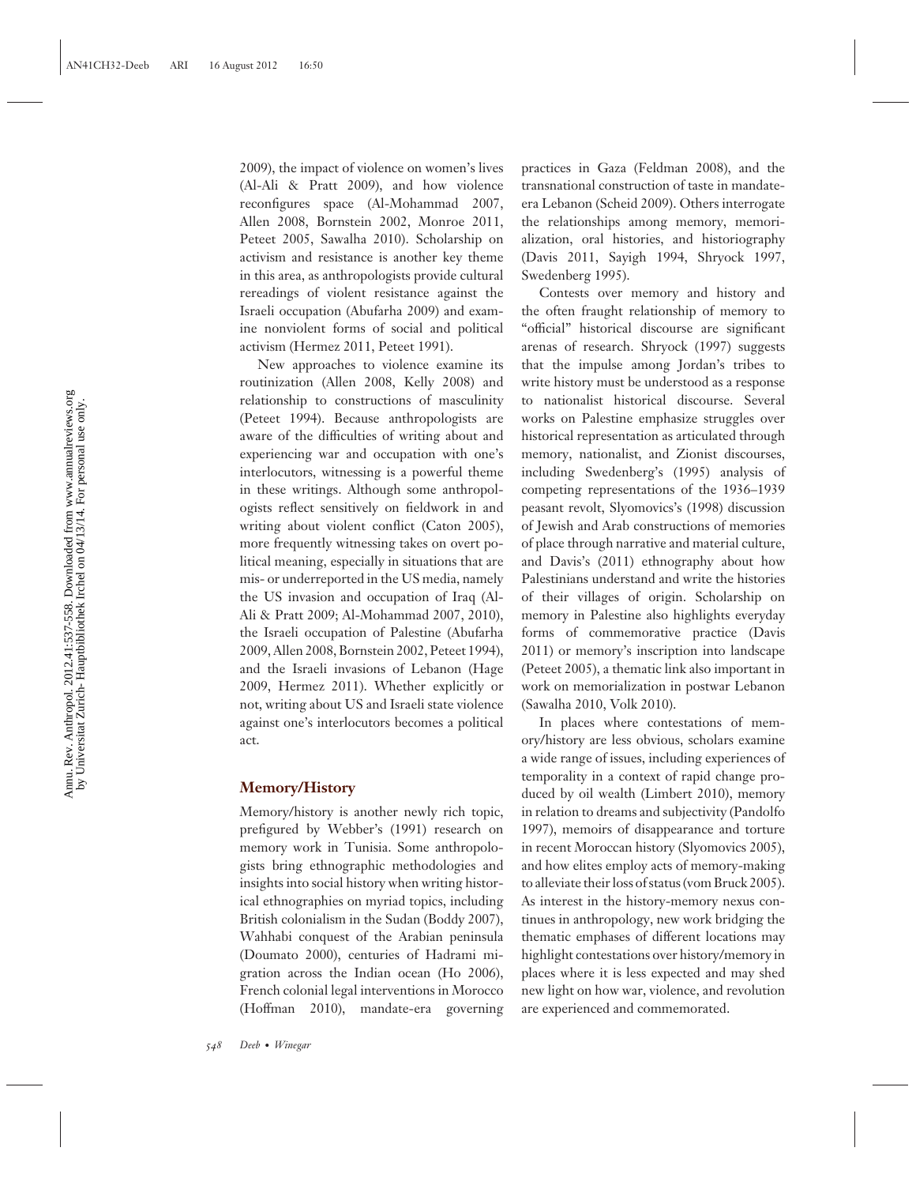2009), the impact of violence on women's lives (Al-Ali & Pratt 2009), and how violence reconfigures space (Al-Mohammad 2007, Allen 2008, Bornstein 2002, Monroe 2011, Peteet 2005, Sawalha 2010). Scholarship on activism and resistance is another key theme in this area, as anthropologists provide cultural rereadings of violent resistance against the Israeli occupation (Abufarha 2009) and examine nonviolent forms of social and political activism (Hermez 2011, Peteet 1991).

New approaches to violence examine its routinization (Allen 2008, Kelly 2008) and relationship to constructions of masculinity (Peteet 1994). Because anthropologists are aware of the difficulties of writing about and experiencing war and occupation with one's interlocutors, witnessing is a powerful theme in these writings. Although some anthropologists reflect sensitively on fieldwork in and writing about violent conflict (Caton 2005), more frequently witnessing takes on overt political meaning, especially in situations that are mis- or underreported in the US media, namely the US invasion and occupation of Iraq (Al-Ali & Pratt 2009; Al-Mohammad 2007, 2010), the Israeli occupation of Palestine (Abufarha 2009, Allen 2008, Bornstein 2002, Peteet 1994), and the Israeli invasions of Lebanon (Hage 2009, Hermez 2011). Whether explicitly or not, writing about US and Israeli state violence against one's interlocutors becomes a political act.

### Memory/History

Memory/history is another newly rich topic, prefigured by Webber's (1991) research on memory work in Tunisia. Some anthropologists bring ethnographic methodologies and insights into social history when writing historical ethnographies on myriad topics, including British colonialism in the Sudan (Boddy 2007), Wahhabi conquest of the Arabian peninsula (Doumato 2000), centuries of Hadrami migration across the Indian ocean (Ho 2006), French colonial legal interventions in Morocco (Hoffman 2010), mandate-era governing practices in Gaza (Feldman 2008), and the transnational construction of taste in mandate-era Lebanon (Scheid 2009). Others interrogate the relationships among memory, memorialization, oral histories, and historiography (Davis 2011, Sayigh 1994, Shryock 1997, Swedenberg 1995).

Contests over memory and history and the often fraught relationship of memory to "official" historical discourse are significant arenas of research. Shryock (1997) suggests that the impulse among Jordan's tribes to write history must be understood as a response to nationalist historical discourse. Several works on Palestine emphasize struggles over historical representation as articulated through memory, nationalist, and Zionist discourses, including Swedenberg's (1995) analysis of competing representations of the 1936–1939 peasant revolt, Slyomovics's (1998) discussion of Jewish and Arab constructions of memories of place through narrative and material culture, and Davis's (2011) ethnography about how Palestinians understand and write the histories of their villages of origin. Scholarship on memory in Palestine also highlights everyday forms of commemorative practice (Davis 2011) or memory's inscription into landscape (Peteet 2005), a thematic link also important in work on memorialization in postwar Lebanon (Sawalha 2010, Volk 2010).

In places where contestations of memory/history are less obvious, scholars examine a wide range of issues, including experiences of temporality in a context of rapid change produced by oil wealth (Limbert 2010), memory in relation to dreams and subjectivity (Pandolfo 1997), memoirs of disappearance and torture in recent Moroccan history (Slyomovics 2005), and how elites employ acts of memory-making to alleviate their loss of status (vom Bruck 2005). As interest in the history-memory nexus continues in anthropology, new work bridging the thematic emphases of different locations may highlight contestations over history/memory in places where it is less expected and may shed new light on how war, violence, and revolution are experienced and commemorated.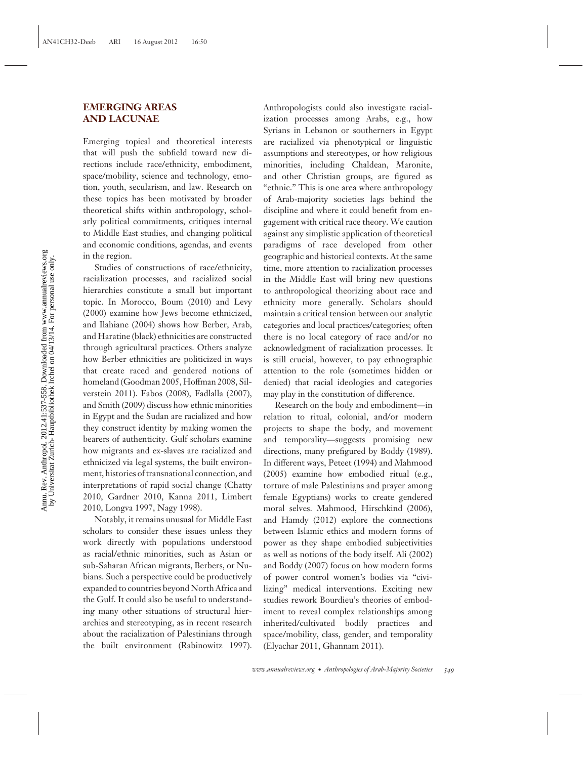## EMERGING AREAS AND LACUNAE

Emerging topical and theoretical interests that will push the subfield toward new directions include race/ethnicity, embodiment, space/mobility, science and technology, emotion, youth, secularism, and law. Research on these topics has been motivated by broader theoretical shifts within anthropology, scholarly political commitments, critiques internal to Middle East studies, and changing political and economic conditions, agendas, and events in the region.

Studies of constructions of race/ethnicity, racialization processes, and racialized social hierarchies constitute a small but important topic. In Morocco, Boum (2010) and Levy (2000) examine how Jews become ethnicized, and Ilahiane (2004) shows how Berber, Arab, and Haratine (black) ethnicities are constructed through agricultural practices. Others analyze how Berber ethnicities are politicized in ways that create raced and gendered notions of homeland (Goodman 2005, Hoffman 2008, Silverstein 2011). Fabos (2008), Fadlalla (2007), and Smith (2009) discuss how ethnic minorities in Egypt and the Sudan are racialized and how they construct identity by making women the bearers of authenticity. Gulf scholars examine how migrants and ex-slaves are racialized and ethnicized via legal systems, the built environment, histories of transnational connection, and interpretations of rapid social change (Chatty 2010, Gardner 2010, Kanna 2011, Limbert 2010, Longva 1997, Nagy 1998).

Notably, it remains unusual for Middle East scholars to consider these issues unless they work directly with populations understood as racial/ethnic minorities, such as Asian or sub-Saharan African migrants, Berbers, or Nubians. Such a perspective could be productively expanded to countries beyond North Africa and the Gulf. It could also be useful to understanding many other situations of structural hierarchies and stereotyping, as in recent research about the racialization of Palestinians through the built environment (Rabinowitz 1997). Anthropologists could also investigate racialization processes among Arabs, e.g., how Syrians in Lebanon or southerners in Egypt are racialized via phenotypical or linguistic assumptions and stereotypes, or how religious minorities, including Chaldean, Maronite, and other Christian groups, are figured as "ethnic." This is one area where anthropology of Arab-majority societies lags behind the discipline and where it could benefit from engagement with critical race theory. We caution against any simplistic application of theoretical paradigms of race developed from other geographic and historical contexts. At the same time, more attention to racialization processes in the Middle East will bring new questions to anthropological theorizing about race and ethnicity more generally. Scholars should maintain a critical tension between our analytic categories and local practices/categories; often there is no local category of race and/or no acknowledgment of racialization processes. It is still crucial, however, to pay ethnographic attention to the role (sometimes hidden or denied) that racial ideologies and categories may play in the constitution of difference.

Research on the body and embodiment—in relation to ritual, colonial, and/or modern projects to shape the body, and movement and temporality—suggests promising new directions, many prefigured by Boddy (1989). In different ways, Peteet (1994) and Mahmood (2005) examine how embodied ritual (e.g., torture of male Palestinians and prayer among female Egyptians) works to create gendered moral selves. Mahmood, Hirschkind (2006), and Hamdy (2012) explore the connections between Islamic ethics and modern forms of power as they shape embodied subjectivities as well as notions of the body itself. Ali (2002) and Boddy (2007) focus on how modern forms of power control women's bodies via "civilizing" medical interventions. Exciting new studies rework Bourdieu's theories of embodiment to reveal complex relationships among inherited/cultivated bodily practices and space/mobility, class, gender, and temporality (Elyachar 2011, Ghannam 2011).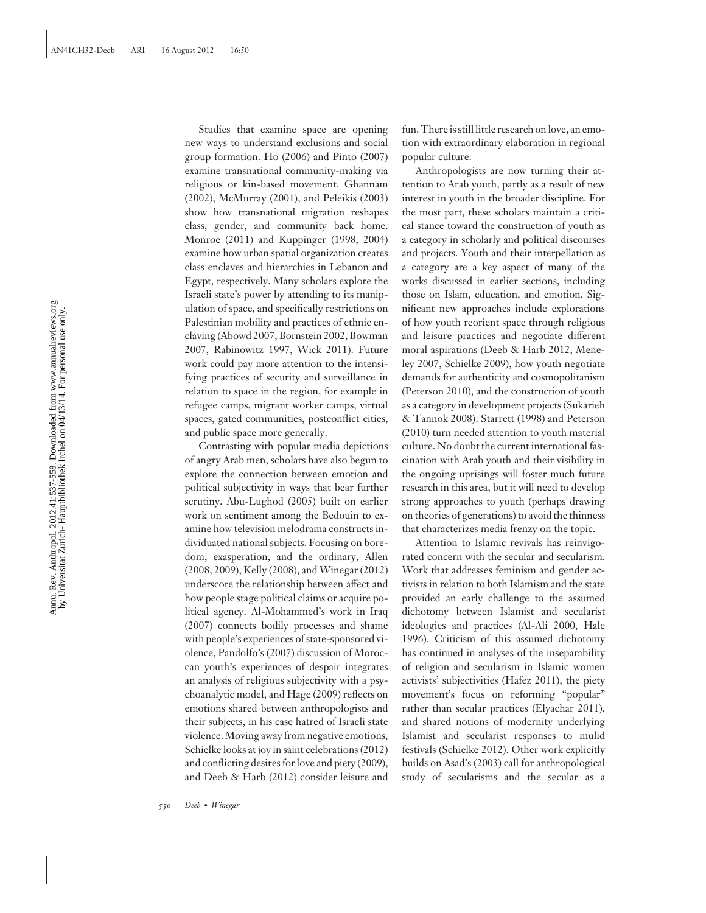Studies that examine space are opening new ways to understand exclusions and social group formation. Ho (2006) and Pinto (2007) examine transnational community-making via religious or kin-based movement. Ghannam (2002), McMurray (2001), and Peleikis (2003) show how transnational migration reshapes class, gender, and community back home. Monroe (2011) and Kuppinger (1998, 2004) examine how urban spatial organization creates class enclaves and hierarchies in Lebanon and Egypt, respectively. Many scholars explore the Israeli state's power by attending to its manipulation of space, and specifically restrictions on Palestinian mobility and practices of ethnic enclaving (Abowd 2007, Bornstein 2002, Bowman 2007, Rabinowitz 1997, Wick 2011). Future work could pay more attention to the intensifying practices of security and surveillance in relation to space in the region, for example in refugee camps, migrant worker camps, virtual spaces, gated communities, postconflict cities, and public space more generally.

Contrasting with popular media depictions of angry Arab men, scholars have also begun to explore the connection between emotion and political subjectivity in ways that bear further scrutiny. Abu-Lughod (2005) built on earlier work on sentiment among the Bedouin to examine how television melodrama constructs individuated national subjects. Focusing on boredom, exasperation, and the ordinary, Allen (2008, 2009), Kelly (2008), and Winegar (2012) underscore the relationship between affect and how people stage political claims or acquire political agency. Al-Mohammed's work in Iraq (2007) connects bodily processes and shame with people's experiences of state-sponsored violence, Pandolfo's (2007) discussion of Moroccan youth's experiences of despair integrates an analysis of religious subjectivity with a psychoanalytic model, and Hage (2009) reflects on emotions shared between anthropologists and their subjects, in his case hatred of Israeli state violence. Moving away from negative emotions, Schielke looks at joy in saint celebrations (2012) and conflicting desires for love and piety (2009), and Deeb & Harb (2012) consider leisure and fun. There is still little research on love, an emotion with extraordinary elaboration in regional popular culture.

Anthropologists are now turning their attention to Arab youth, partly as a result of new interest in youth in the broader discipline. For the most part, these scholars maintain a critical stance toward the construction of youth as a category in scholarly and political discourses and projects. Youth and their interpellation as a category are a key aspect of many of the works discussed in earlier sections, including those on Islam, education, and emotion. Significant new approaches include explorations of how youth reorient space through religious and leisure practices and negotiate different moral aspirations (Deeb & Harb 2012, Meneley 2007, Schielke 2009), how youth negotiate demands for authenticity and cosmopolitanism (Peterson 2010), and the construction of youth as a category in development projects (Sukarieh & Tannok 2008). Starrett (1998) and Peterson (2010) turn needed attention to youth material culture. No doubt the current international fascination with Arab youth and their visibility in the ongoing uprisings will foster much future research in this area, but it will need to develop strong approaches to youth (perhaps drawing on theories of generations) to avoid the thinness that characterizes media frenzy on the topic.

Attention to Islamic revivals has reinvigorated concern with the secular and secularism. Work that addresses feminism and gender activists in relation to both Islamism and the state provided an early challenge to the assumed dichotomy between Islamist and secularist ideologies and practices (Al-Ali 2000, Hale 1996). Criticism of this assumed dichotomy has continued in analyses of the inseparability of religion and secularism in Islamic women activists' subjectivities (Hafez 2011), the piety movement's focus on reforming "popular" rather than secular practices (Elyachar 2011), and shared notions of modernity underlying Islamist and secularist responses to mulid festivals (Schielke 2012). Other work explicitly builds on Asad's (2003) call for anthropological study of secularisms and the secular as a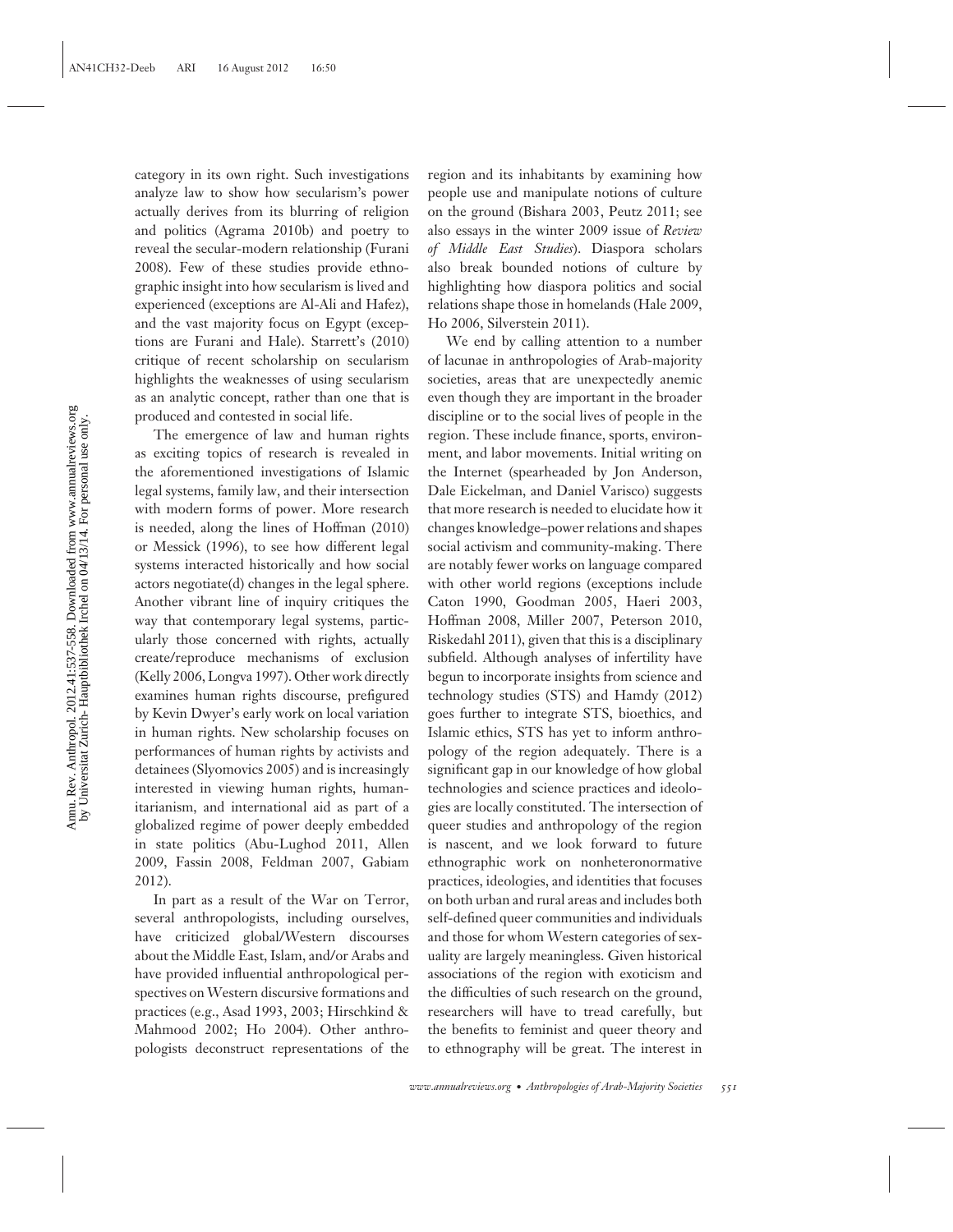category in its own right. Such investigations analyze law to show how secularism's power actually derives from its blurring of religion and politics (Agrama 2010b) and poetry to reveal the secular-modern relationship (Furani 2008). Few of these studies provide ethnographic insight into how secularism is lived and experienced (exceptions are Al-Ali and Hafez), and the vast majority focus on Egypt (exceptions are Furani and Hale). Starrett's (2010) critique of recent scholarship on secularism highlights the weaknesses of using secularism as an analytic concept, rather than one that is produced and contested in social life.

The emergence of law and human rights as exciting topics of research is revealed in the aforementioned investigations of Islamic legal systems, family law, and their intersection with modern forms of power. More research is needed, along the lines of Hoffman (2010) or Messick (1996), to see how different legal systems interacted historically and how social actors negotiate(d) changes in the legal sphere. Another vibrant line of inquiry critiques the way that contemporary legal systems, particularly those concerned with rights, actually create/reproduce mechanisms of exclusion (Kelly 2006, Longva 1997). Other work directly examines human rights discourse, prefigured by Kevin Dwyer's early work on local variation in human rights. New scholarship focuses on performances of human rights by activists and detainees (Slyomovics 2005) and is increasingly interested in viewing human rights, humanitarianism, and international aid as part of a globalized regime of power deeply embedded in state politics (Abu-Lughod 2011, Allen 2009, Fassin 2008, Feldman 2007, Gabiam 2012).

In part as a result of the War on Terror, several anthropologists, including ourselves, have criticized global/Western discourses about the Middle East, Islam, and/or Arabs and have provided influential anthropological perspectives on Western discursive formations and practices (e.g., Asad 1993, 2003; Hirschkind & Mahmood 2002; Ho 2004). Other anthropologists deconstruct representations of the region and its inhabitants by examining how people use and manipulate notions of culture on the ground (Bishara 2003, Peutz 2011; see also essays in the winter 2009 issue of *Review of Middle East Studies*). Diaspora scholars also break bounded notions of culture by highlighting how diaspora politics and social relations shape those in homelands (Hale 2009, Ho 2006, Silverstein 2011).

We end by calling attention to a number of lacunae in anthropologies of Arab-majority societies, areas that are unexpectedly anemic even though they are important in the broader discipline or to the social lives of people in the region. These include finance, sports, environment, and labor movements. Initial writing on the Internet (spearheaded by Jon Anderson, Dale Eickelman, and Daniel Varisco) suggests that more research is needed to elucidate how it changes knowledge–power relations and shapes social activism and community-making. There are notably fewer works on language compared with other world regions (exceptions include Caton 1990, Goodman 2005, Haeri 2003, Hoffman 2008, Miller 2007, Peterson 2010, Riskedahl 2011), given that this is a disciplinary subfield. Although analyses of infertility have begun to incorporate insights from science and technology studies (STS) and Hamdy (2012) goes further to integrate STS, bioethics, and Islamic ethics, STS has yet to inform anthropology of the region adequately. There is a significant gap in our knowledge of how global technologies and science practices and ideologies are locally constituted. The intersection of queer studies and anthropology of the region is nascent, and we look forward to future ethnographic work on nonheteronormative practices, ideologies, and identities that focuses on both urban and rural areas and includes both self-defined queer communities and individuals and those for whom Western categories of sexuality are largely meaningless. Given historical associations of the region with exoticism and the difficulties of such research on the ground, researchers will have to tread carefully, but the benefits to feminist and queer theory and to ethnography will be great. The interest in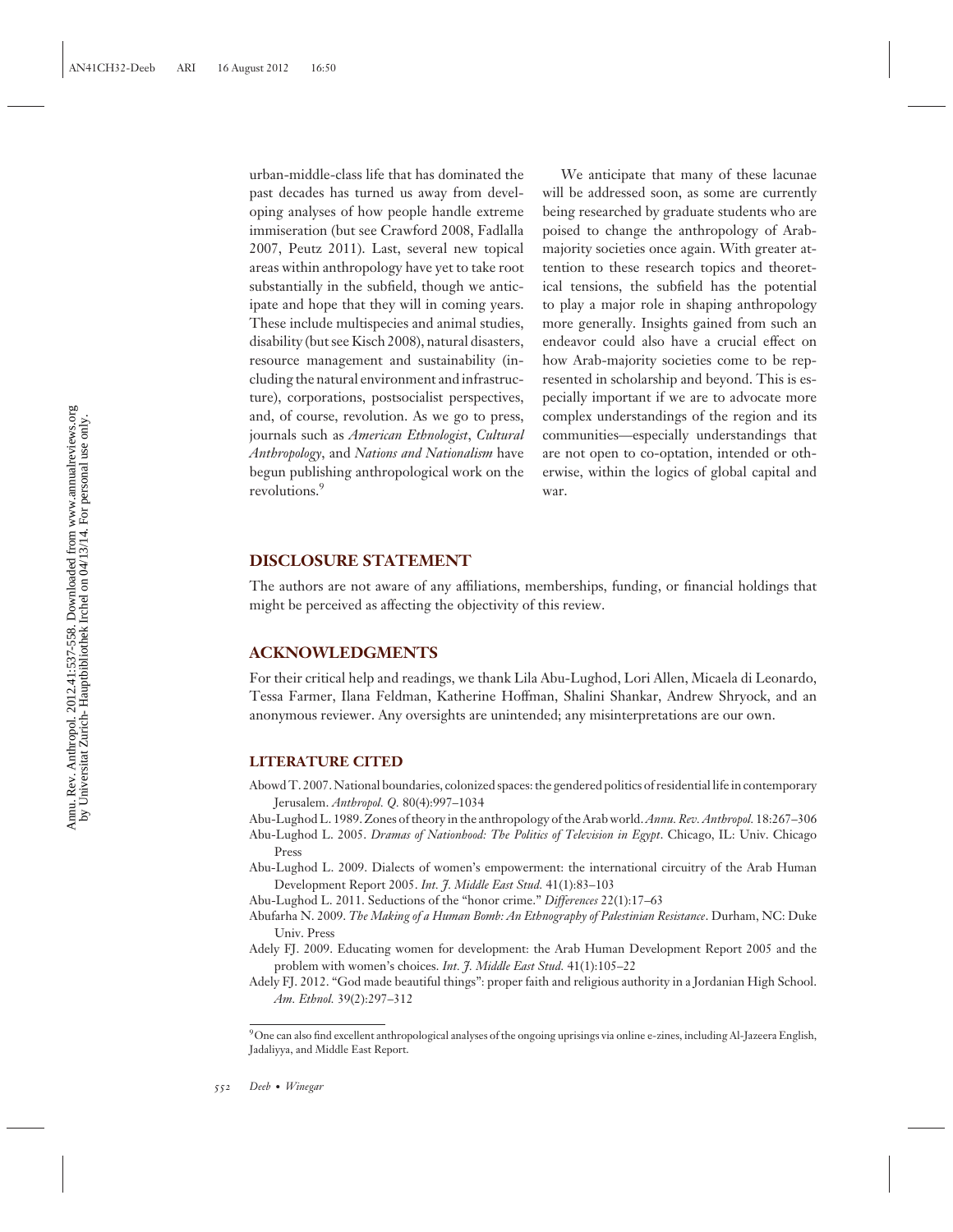urban-middle-class life that has dominated the past decades has turned us away from developing analyses of how people handle extreme immiseration (but see Crawford 2008, Fadlalla 2007, Peutz 2011). Last, several new topical areas within anthropology have yet to take root substantially in the subfield, though we anticipate and hope that they will in coming years. These include multispecies and animal studies, disability (but see Kisch 2008), natural disasters, resource management and sustainability (including the natural environment and infrastructure), corporations, postsocialist perspectives, and, of course, revolution. As we go to press, journals such as *American Ethnologist*, *Cultural Anthropology*, and *Nations and Nationalism* have begun publishing anthropological work on the revolutions.[9]

We anticipate that many of these lacunae will be addressed soon, as some are currently being researched by graduate students who are poised to change the anthropology of Arab-majority societies once again. With greater attention to these research topics and theoretical tensions, the subfield has the potential to play a major role in shaping anthropology more generally. Insights gained from such an endeavor could also have a crucial effect on how Arab-majority societies come to be represented in scholarship and beyond. This is especially important if we are to advocate more complex understandings of the region and its communities—especially understandings that are not open to co-optation, intended or otherwise, within the logics of global capital and war.

## DISCLOSURE STATEMENT

The authors are not aware of any affiliations, memberships, funding, or financial holdings that might be perceived as affecting the objectivity of this review.

## ACKNOWLEDGMENTS

For their critical help and readings, we thank Lila Abu-Lughod, Lori Allen, Micaela di Leonardo, Tessa Farmer, Ilana Feldman, Katherine Hoffman, Shalini Shankar, Andrew Shryock, and an anonymous reviewer. Any oversights are unintended; any misinterpretations are our own.

## LITERATURE CITED

Abowd T. 2007. National boundaries, colonized spaces: the gendered politics of residential life in contemporary Jerusalem. *Anthropol. Q.* 80(4):997–1034

Abu-Lughod L. 1989. Zones of theory in the anthropology of the Arab world. *Annu. Rev. Anthropol.* 18:267–306

Abu-Lughod L. 2005. *Dramas of Nationhood: The Politics of Television in Egypt*. Chicago, IL: Univ. Chicago Press

Abu-Lughod L. 2009. Dialects of women's empowerment: the international circuitry of the Arab Human Development Report 2005. *Int. J. Middle East Stud.* 41(1):83–103

Abu-Lughod L. 2011. Seductions of the "honor crime." *Differences* 22(1):17–63

Abufarha N. 2009. *The Making of a Human Bomb: An Ethnography of Palestinian Resistance*. Durham, NC: Duke Univ. Press

Adely FJ. 2009. Educating women for development: the Arab Human Development Report 2005 and the problem with women's choices. *Int. J. Middle East Stud.* 41(1):105–22

Adely FJ. 2012. "God made beautiful things": proper faith and religious authority in a Jordanian High School. *Am. Ethnol.* 39(2):297–312

[9] One can also find excellent anthropological analyses of the ongoing uprisings via online e-zines, including Al-Jazeera English, Jadaliyya, and Middle East Report.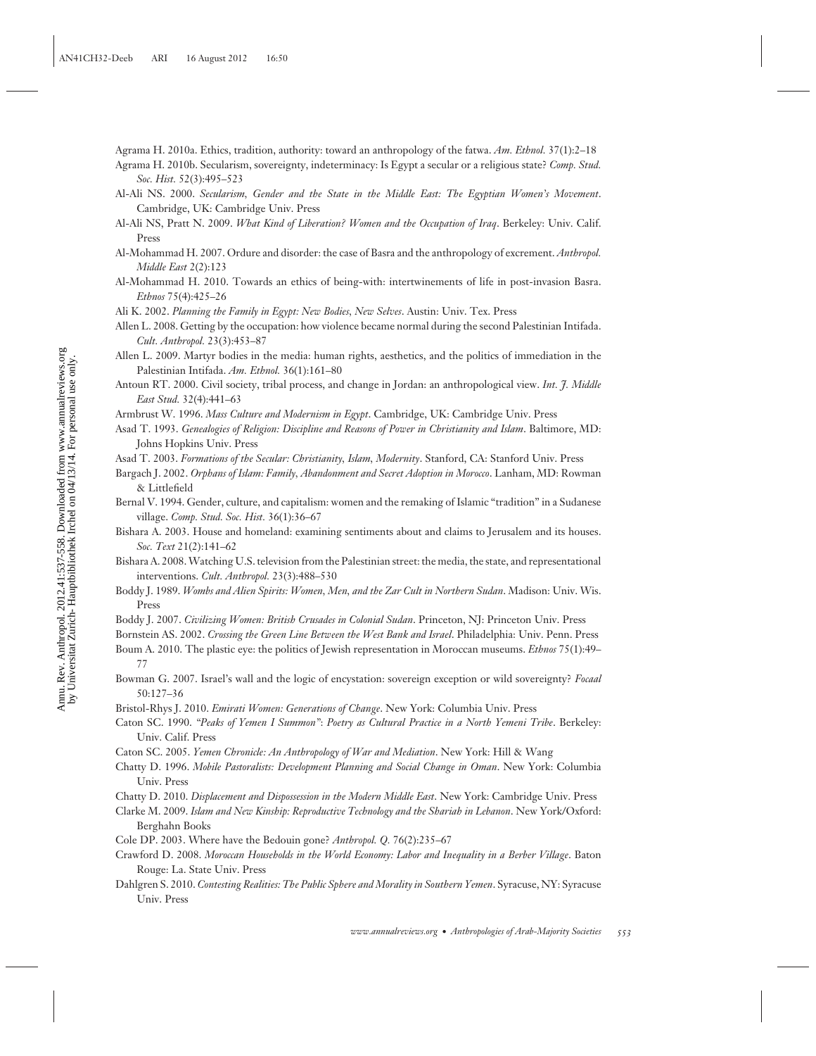Agrama H. 2010a. Ethics, tradition, authority: toward an anthropology of the fatwa. *Am. Ethnol.* 37(1):2–18

Agrama H. 2010b. Secularism, sovereignty, indeterminacy: Is Egypt a secular or a religious state? *Comp. Stud. Soc. Hist.* 52(3):495–523

Al-Ali NS. 2000. *Secularism, Gender and the State in the Middle East: The Egyptian Women's Movement*. Cambridge, UK: Cambridge Univ. Press

Al-Ali NS, Pratt N. 2009. *What Kind of Liberation? Women and the Occupation of Iraq*. Berkeley: Univ. Calif. Press

Al-Mohammad H. 2007. Ordure and disorder: the case of Basra and the anthropology of excrement. *Anthropol. Middle East* 2(2):123

Al-Mohammad H. 2010. Towards an ethics of being-with: intertwinements of life in post-invasion Basra. *Ethnos* 75(4):425–26

Ali K. 2002. *Planning the Family in Egypt: New Bodies, New Selves*. Austin: Univ. Tex. Press

Allen L. 2008. Getting by the occupation: how violence became normal during the second Palestinian Intifada. *Cult. Anthropol.* 23(3):453–87

Allen L. 2009. Martyr bodies in the media: human rights, aesthetics, and the politics of immediation in the Palestinian Intifada. *Am. Ethnol.* 36(1):161–80

Antoun RT. 2000. Civil society, tribal process, and change in Jordan: an anthropological view. *Int. J. Middle East Stud.* 32(4):441–63

Armbrust W. 1996. *Mass Culture and Modernism in Egypt*. Cambridge, UK: Cambridge Univ. Press

Asad T. 1993. *Genealogies of Religion: Discipline and Reasons of Power in Christianity and Islam*. Baltimore, MD: Johns Hopkins Univ. Press

Asad T. 2003. *Formations of the Secular: Christianity, Islam, Modernity*. Stanford, CA: Stanford Univ. Press

Bargach J. 2002. *Orphans of Islam: Family, Abandonment and Secret Adoption in Morocco*. Lanham, MD: Rowman & Littlefield

Bernal V. 1994. Gender, culture, and capitalism: women and the remaking of Islamic "tradition" in a Sudanese village. *Comp. Stud. Soc. Hist.* 36(1):36–67

Bishara A. 2003. House and homeland: examining sentiments about and claims to Jerusalem and its houses. *Soc. Text* 21(2):141–62

Bishara A. 2008. Watching U.S. television from the Palestinian street: the media, the state, and representational interventions. *Cult. Anthropol.* 23(3):488–530

Boddy J. 1989. *Wombs and Alien Spirits: Women, Men, and the Zar Cult in Northern Sudan*. Madison: Univ. Wis. Press

Boddy J. 2007. *Civilizing Women: British Crusades in Colonial Sudan*. Princeton, NJ: Princeton Univ. Press

Bornstein AS. 2002. *Crossing the Green Line Between the West Bank and Israel*. Philadelphia: Univ. Penn. Press

Boum A. 2010. The plastic eye: the politics of Jewish representation in Moroccan museums. *Ethnos* 75(1):49–77

Bowman G. 2007. Israel's wall and the logic of encystation: sovereign exception or wild sovereignty? *Focaal* 50:127–36

Bristol-Rhys J. 2010. *Emirati Women: Generations of Change*. New York: Columbia Univ. Press

Caton SC. 1990. *"Peaks of Yemen I Summon": Poetry as Cultural Practice in a North Yemeni Tribe*. Berkeley: Univ. Calif. Press

Caton SC. 2005. *Yemen Chronicle: An Anthropology of War and Mediation*. New York: Hill & Wang

Chatty D. 1996. *Mobile Pastoralists: Development Planning and Social Change in Oman*. New York: Columbia Univ. Press

Chatty D. 2010. *Displacement and Dispossession in the Modern Middle East*. New York: Cambridge Univ. Press

Clarke M. 2009. *Islam and New Kinship: Reproductive Technology and the Shariah in Lebanon*. New York/Oxford: Berghahn Books

Cole DP. 2003. Where have the Bedouin gone? *Anthropol. Q.* 76(2):235–67

Crawford D. 2008. *Moroccan Households in the World Economy: Labor and Inequality in a Berber Village*. Baton Rouge: La. State Univ. Press

Dahlgren S. 2010. *Contesting Realities: The Public Sphere and Morality in Southern Yemen*. Syracuse, NY: Syracuse Univ. Press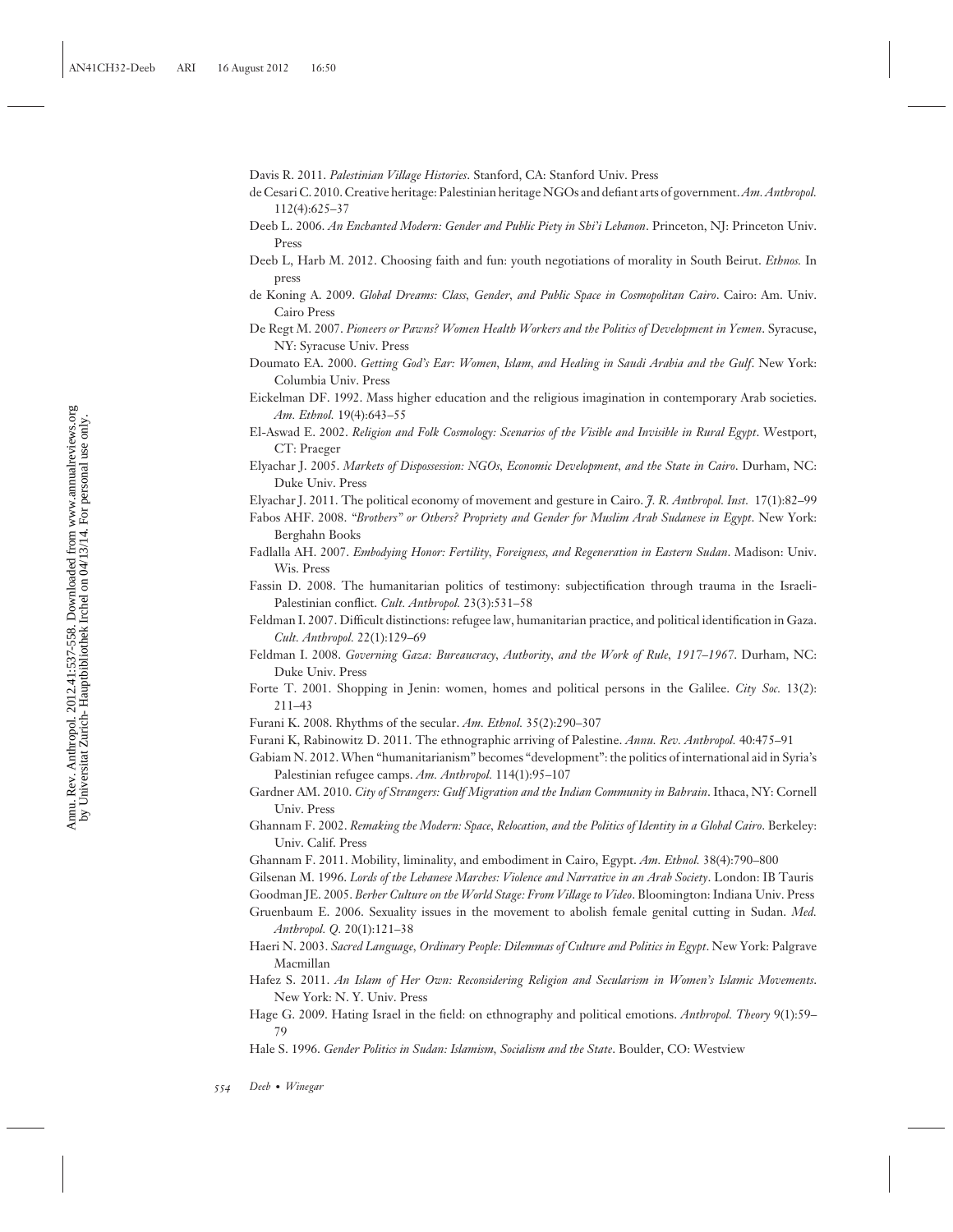Davis R. 2011. *Palestinian Village Histories*. Stanford, CA: Stanford Univ. Press

de Cesari C. 2010. Creative heritage: Palestinian heritage NGOs and defiant arts of government. *Am. Anthropol.* 112(4):625–37

Deeb L. 2006. *An Enchanted Modern: Gender and Public Piety in Shi'i Lebanon*. Princeton, NJ: Princeton Univ. Press

Deeb L, Harb M. 2012. Choosing faith and fun: youth negotiations of morality in South Beirut. *Ethnos.* In press

de Koning A. 2009. *Global Dreams: Class, Gender, and Public Space in Cosmopolitan Cairo*. Cairo: Am. Univ. Cairo Press

De Regt M. 2007. *Pioneers or Pawns? Women Health Workers and the Politics of Development in Yemen*. Syracuse, NY: Syracuse Univ. Press

Doumato EA. 2000. *Getting God's Ear: Women, Islam, and Healing in Saudi Arabia and the Gulf*. New York: Columbia Univ. Press

Eickelman DF. 1992. Mass higher education and the religious imagination in contemporary Arab societies. *Am. Ethnol.* 19(4):643–55

El-Aswad E. 2002. *Religion and Folk Cosmology: Scenarios of the Visible and Invisible in Rural Egypt*. Westport, CT: Praeger

Elyachar J. 2005. *Markets of Dispossession: NGOs, Economic Development, and the State in Cairo*. Durham, NC: Duke Univ. Press

Elyachar J. 2011. The political economy of movement and gesture in Cairo. *J. R. Anthropol. Inst.* 17(1):82–99

Fabos AHF. 2008. *"Brothers" or Others? Propriety and Gender for Muslim Arab Sudanese in Egypt*. New York: Berghahn Books

Fadlalla AH. 2007. *Embodying Honor: Fertility, Foreignness, and Regeneration in Eastern Sudan*. Madison: Univ. Wis. Press

Fassin D. 2008. The humanitarian politics of testimony: subjectification through trauma in the Israeli-Palestinian conflict. *Cult. Anthropol.* 23(3):531–58

Feldman I. 2007. Difficult distinctions: refugee law, humanitarian practice, and political identification in Gaza. *Cult. Anthropol.* 22(1):129–69

Feldman I. 2008. *Governing Gaza: Bureaucracy, Authority, and the Work of Rule, 1917–1967*. Durham, NC: Duke Univ. Press

Forte T. 2001. Shopping in Jenin: women, homes and political persons in the Galilee. *City Soc.* 13(2): 211–43

Furani K. 2008. Rhythms of the secular. *Am. Ethnol.* 35(2):290–307

Furani K, Rabinowitz D. 2011. The ethnographic arriving of Palestine. *Annu. Rev. Anthropol.* 40:475–91

Gabiam N. 2012. When "humanitarianism" becomes "development": the politics of international aid in Syria's Palestinian refugee camps. *Am. Anthropol.* 114(1):95–107

Gardner AM. 2010. *City of Strangers: Gulf Migration and the Indian Community in Bahrain*. Ithaca, NY: Cornell Univ. Press

Ghannam F. 2002. *Remaking the Modern: Space, Relocation, and the Politics of Identity in a Global Cairo*. Berkeley: Univ. Calif. Press

Ghannam F. 2011. Mobility, liminality, and embodiment in Cairo, Egypt. *Am. Ethnol.* 38(4):790–800

Gilsenan M. 1996. *Lords of the Lebanese Marches: Violence and Narrative in an Arab Society*. London: IB Tauris

Goodman JE. 2005. *Berber Culture on the World Stage: From Village to Video*. Bloomington: Indiana Univ. Press

Gruenbaum E. 2006. Sexuality issues in the movement to abolish female genital cutting in Sudan. *Med. Anthropol. Q.* 20(1):121–38

Haeri N. 2003. *Sacred Language, Ordinary People: Dilemmas of Culture and Politics in Egypt*. New York: Palgrave Macmillan

Hafez S. 2011. *An Islam of Her Own: Reconsidering Religion and Secularism in Women's Islamic Movements*. New York: N. Y. Univ. Press

Hage G. 2009. Hating Israel in the field: on ethnography and political emotions. *Anthropol. Theory* 9(1):59–79

Hale S. 1996. *Gender Politics in Sudan: Islamism, Socialism and the State*. Boulder, CO: Westview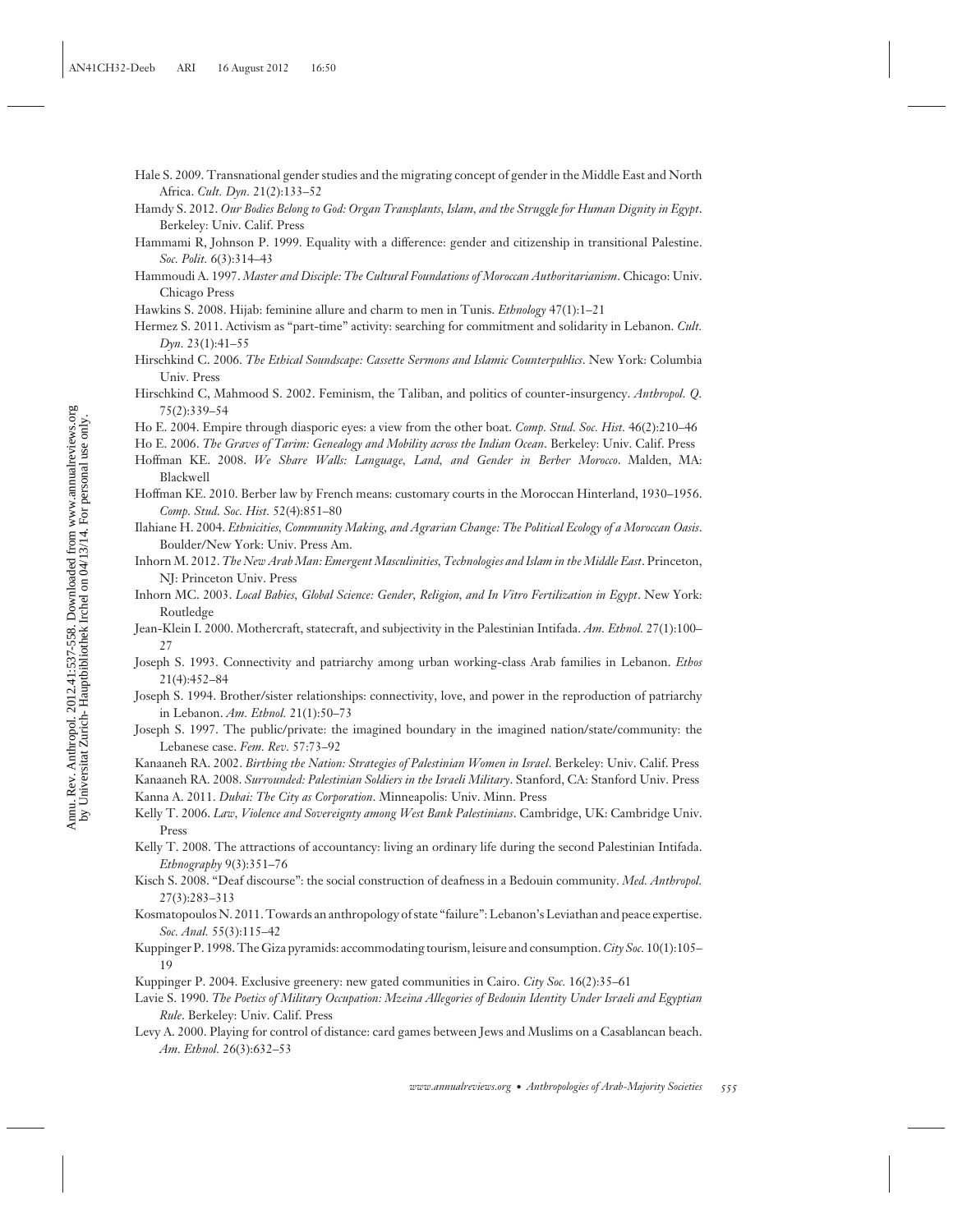Hale S. 2009. Transnational gender studies and the migrating concept of gender in the Middle East and North Africa. *Cult. Dyn.* 21(2):133–52

Hamdy S. 2012. *Our Bodies Belong to God: Organ Transplants, Islam, and the Struggle for Human Dignity in Egypt*. Berkeley: Univ. Calif. Press

Hammami R, Johnson P. 1999. Equality with a difference: gender and citizenship in transitional Palestine. *Soc. Polit.* 6(3):314–43

Hammoudi A. 1997. *Master and Disciple: The Cultural Foundations of Moroccan Authoritarianism*. Chicago: Univ. Chicago Press

Hawkins S. 2008. Hijab: feminine allure and charm to men in Tunis. *Ethnology* 47(1):1–21

Hermez S. 2011. Activism as "part-time" activity: searching for commitment and solidarity in Lebanon. *Cult. Dyn.* 23(1):41–55

Hirschkind C. 2006. *The Ethical Soundscape: Cassette Sermons and Islamic Counterpublics*. New York: Columbia Univ. Press

Hirschkind C, Mahmood S. 2002. Feminism, the Taliban, and politics of counter-insurgency. *Anthropol. Q.* 75(2):339–54

Ho E. 2004. Empire through diasporic eyes: a view from the other boat. *Comp. Stud. Soc. Hist.* 46(2):210–46

Ho E. 2006. *The Graves of Tarim: Genealogy and Mobility across the Indian Ocean*. Berkeley: Univ. Calif. Press

Hoffman KE. 2008. *We Share Walls: Language, Land, and Gender in Berber Morocco*. Malden, MA: Blackwell

Hoffman KE. 2010. Berber law by French means: customary courts in the Moroccan Hinterland, 1930–1956. *Comp. Stud. Soc. Hist.* 52(4):851–80

Ilahiane H. 2004. *Ethnicities, Community Making, and Agrarian Change: The Political Ecology of a Moroccan Oasis*. Boulder/New York: Univ. Press Am.

Inhorn M. 2012. *The New Arab Man: Emergent Masculinities, Technologies and Islam in the Middle East*. Princeton, NJ: Princeton Univ. Press

Inhorn MC. 2003. *Local Babies, Global Science: Gender, Religion, and In Vitro Fertilization in Egypt*. New York: Routledge

Jean-Klein I. 2000. Mothercraft, statecraft, and subjectivity in the Palestinian Intifada. *Am. Ethnol.* 27(1):100–27

Joseph S. 1993. Connectivity and patriarchy among urban working-class Arab families in Lebanon. *Ethos* 21(4):452–84

Joseph S. 1994. Brother/sister relationships: connectivity, love, and power in the reproduction of patriarchy in Lebanon. *Am. Ethnol.* 21(1):50–73

Joseph S. 1997. The public/private: the imagined boundary in the imagined nation/state/community: the Lebanese case. *Fem. Rev.* 57:73–92

Kanaaneh RA. 2002. *Birthing the Nation: Strategies of Palestinian Women in Israel*. Berkeley: Univ. Calif. Press

Kanaaneh RA. 2008. *Surrounded: Palestinian Soldiers in the Israeli Military*. Stanford, CA: Stanford Univ. Press

Kanna A. 2011. *Dubai: The City as Corporation*. Minneapolis: Univ. Minn. Press

Kelly T. 2006. *Law, Violence and Sovereignty among West Bank Palestinians*. Cambridge, UK: Cambridge Univ. Press

Kelly T. 2008. The attractions of accountancy: living an ordinary life during the second Palestinian Intifada. *Ethnography* 9(3):351–76

Kisch S. 2008. "Deaf discourse": the social construction of deafness in a Bedouin community. *Med. Anthropol.* 27(3):283–313

Kosmatopoulos N. 2011. Towards an anthropology of state "failure": Lebanon's Leviathan and peace expertise. *Soc. Anal.* 55(3):115–42

Kuppinger P. 1998. The Giza pyramids: accommodating tourism, leisure and consumption. *City Soc.* 10(1):105–19

Kuppinger P. 2004. Exclusive greenery: new gated communities in Cairo. *City Soc.* 16(2):35–61

Lavie S. 1990. *The Poetics of Military Occupation: Mzeina Allegories of Bedouin Identity Under Israeli and Egyptian Rule*. Berkeley: Univ. Calif. Press

Levy A. 2000. Playing for control of distance: card games between Jews and Muslims on a Casablancan beach. *Am. Ethnol.* 26(3):632–53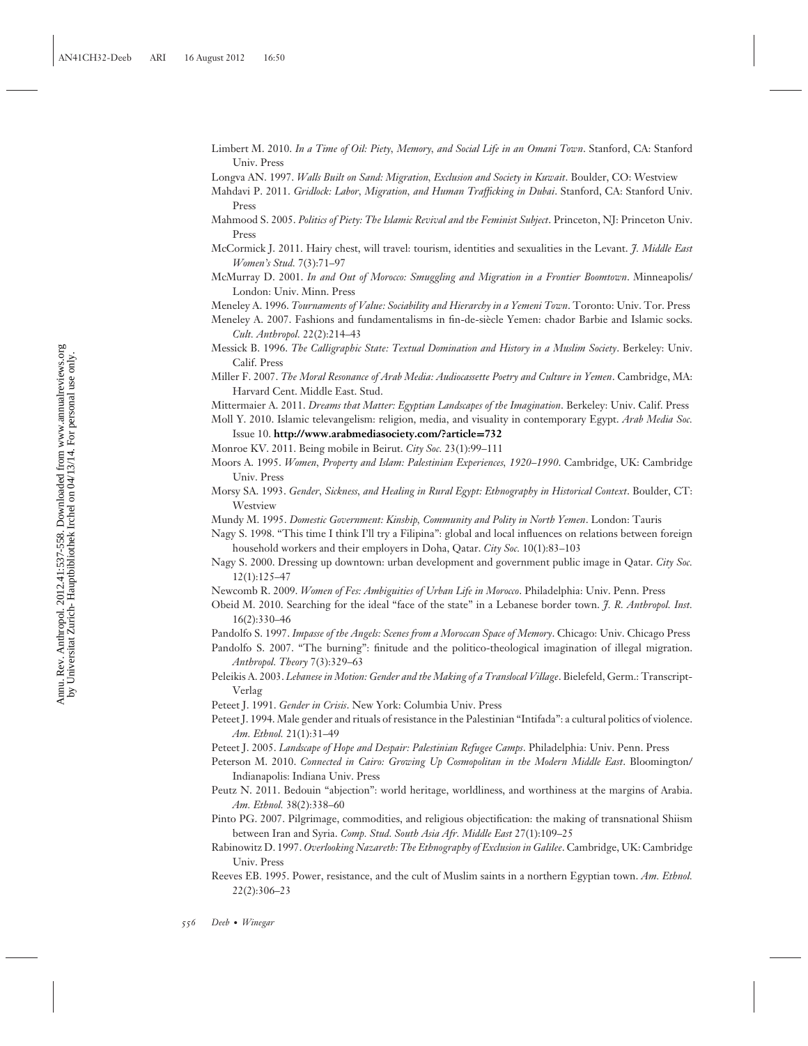Limbert M. 2010. *In a Time of Oil: Piety, Memory, and Social Life in an Omani Town*. Stanford, CA: Stanford Univ. Press

Longva AN. 1997. *Walls Built on Sand: Migration, Exclusion and Society in Kuwait*. Boulder, CO: Westview

Mahdavi P. 2011. *Gridlock: Labor, Migration, and Human Trafficking in Dubai*. Stanford, CA: Stanford Univ. Press

Mahmood S. 2005. *Politics of Piety: The Islamic Revival and the Feminist Subject*. Princeton, NJ: Princeton Univ. Press

McCormick J. 2011. Hairy chest, will travel: tourism, identities and sexualities in the Levant. *J. Middle East Women's Stud.* 7(3):71–97

McMurray D. 2001. *In and Out of Morocco: Smuggling and Migration in a Frontier Boomtown*. Minneapolis/London: Univ. Minn. Press

Meneley A. 1996. *Tournaments of Value: Sociability and Hierarchy in a Yemeni Town*. Toronto: Univ. Tor. Press

Meneley A. 2007. Fashions and fundamentalisms in fin-de-siècle Yemen: chador Barbie and Islamic socks. *Cult. Anthropol.* 22(2):214–43

Messick B. 1996. *The Calligraphic State: Textual Domination and History in a Muslim Society*. Berkeley: Univ. Calif. Press

Miller F. 2007. *The Moral Resonance of Arab Media: Audiocassette Poetry and Culture in Yemen*. Cambridge, MA: Harvard Cent. Middle East. Stud.

Mittermaier A. 2011. *Dreams that Matter: Egyptian Landscapes of the Imagination*. Berkeley: Univ. Calif. Press

Moll Y. 2010. Islamic televangelism: religion, media, and visuality in contemporary Egypt. *Arab Media Soc.* Issue 10. **http://www.arabmediasociety.com/?article=732**

Monroe KV. 2011. Being mobile in Beirut. *City Soc.* 23(1):99–111

Moors A. 1995. *Women, Property and Islam: Palestinian Experiences, 1920–1990*. Cambridge, UK: Cambridge Univ. Press

Morsy SA. 1993. *Gender, Sickness, and Healing in Rural Egypt: Ethnography in Historical Context*. Boulder, CT: Westview

Mundy M. 1995. *Domestic Government: Kinship, Community and Polity in North Yemen*. London: Tauris

Nagy S. 1998. "This time I think I'll try a Filipina": global and local influences on relations between foreign household workers and their employers in Doha, Qatar. *City Soc.* 10(1):83–103

Nagy S. 2000. Dressing up downtown: urban development and government public image in Qatar. *City Soc.* 12(1):125–47

Newcomb R. 2009. *Women of Fes: Ambiguities of Urban Life in Morocco*. Philadelphia: Univ. Penn. Press

Obeid M. 2010. Searching for the ideal "face of the state" in a Lebanese border town. *J. R. Anthropol. Inst.* 16(2):330–46

Pandolfo S. 1997. *Impasse of the Angels: Scenes from a Moroccan Space of Memory*. Chicago: Univ. Chicago Press

Pandolfo S. 2007. "The burning": finitude and the politico-theological imagination of illegal migration. *Anthropol. Theory* 7(3):329–63

Peleikis A. 2003. *Lebanese in Motion: Gender and the Making of a Translocal Village*. Bielefeld, Germ.: Transcript-Verlag

Peteet J. 1991. *Gender in Crisis*. New York: Columbia Univ. Press

Peteet J. 1994. Male gender and rituals of resistance in the Palestinian "Intifada": a cultural politics of violence. *Am. Ethnol.* 21(1):31–49

Peteet J. 2005. *Landscape of Hope and Despair: Palestinian Refugee Camps*. Philadelphia: Univ. Penn. Press

Peterson M. 2010. *Connected in Cairo: Growing Up Cosmopolitan in the Modern Middle East*. Bloomington/Indianapolis: Indiana Univ. Press

Peutz N. 2011. Bedouin "abjection": world heritage, worldliness, and worthiness at the margins of Arabia. *Am. Ethnol.* 38(2):338–60

Pinto PG. 2007. Pilgrimage, commodities, and religious objectification: the making of transnational Shiism between Iran and Syria. *Comp. Stud. South Asia Afr. Middle East* 27(1):109–25

Rabinowitz D. 1997. *Overlooking Nazareth: The Ethnography of Exclusion in Galilee*. Cambridge, UK: Cambridge Univ. Press

Reeves EB. 1995. Power, resistance, and the cult of Muslim saints in a northern Egyptian town. *Am. Ethnol.* 22(2):306–23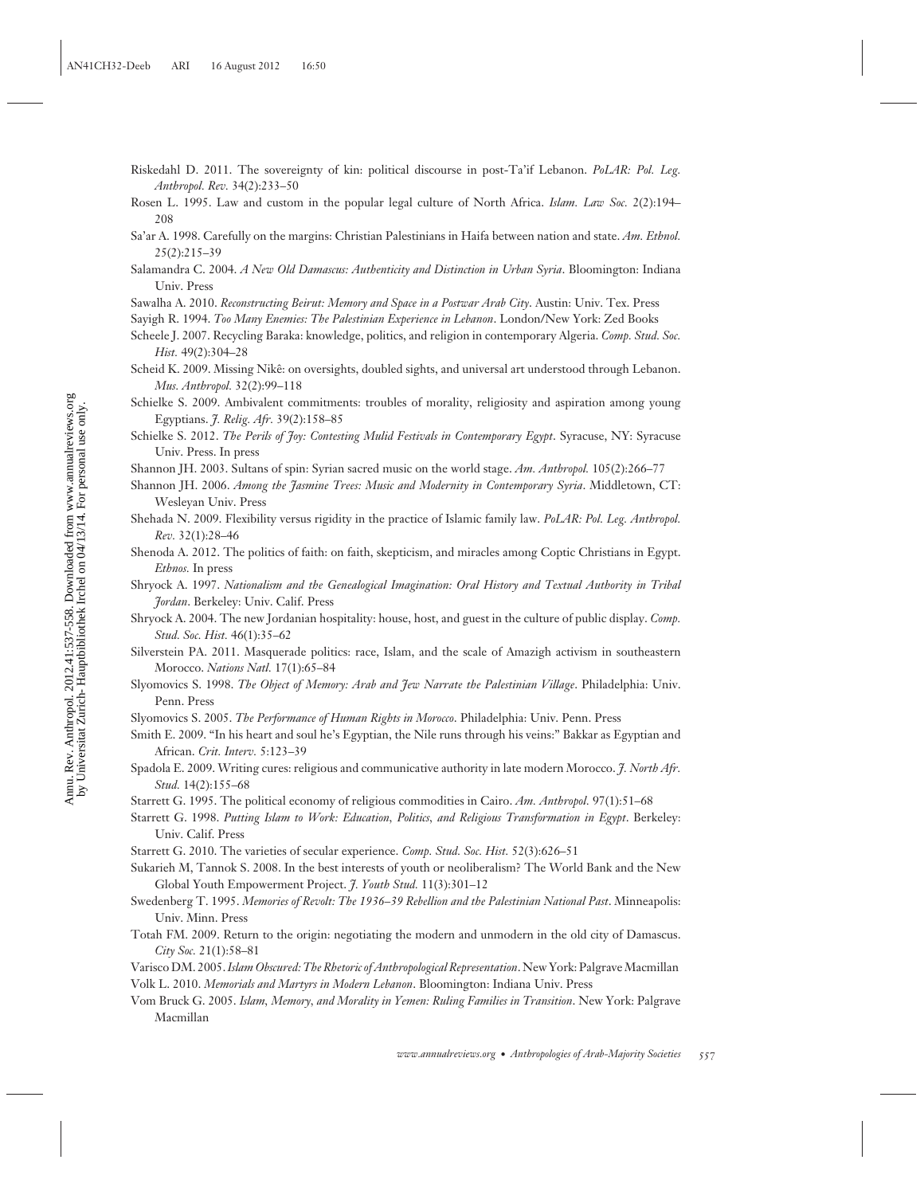Riskedahl D. 2011. The sovereignty of kin: political discourse in post-Ta'if Lebanon. *PoLAR: Pol. Leg. Anthropol. Rev.* 34(2):233–50

Rosen L. 1995. Law and custom in the popular legal culture of North Africa. *Islam. Law Soc.* 2(2):194–208

Sa'ar A. 1998. Carefully on the margins: Christian Palestinians in Haifa between nation and state. *Am. Ethnol.* 25(2):215–39

Salamandra C. 2004. *A New Old Damascus: Authenticity and Distinction in Urban Syria*. Bloomington: Indiana Univ. Press

Sawalha A. 2010. *Reconstructing Beirut: Memory and Space in a Postwar Arab City*. Austin: Univ. Tex. Press

Sayigh R. 1994. *Too Many Enemies: The Palestinian Experience in Lebanon*. London/New York: Zed Books

Scheele J. 2007. Recycling Baraka: knowledge, politics, and religion in contemporary Algeria. *Comp. Stud. Soc. Hist.* 49(2):304–28

Scheid K. 2009. Missing Nikê: on oversights, doubled sights, and universal art understood through Lebanon. *Mus. Anthropol.* 32(2):99–118

Schielke S. 2009. Ambivalent commitments: troubles of morality, religiosity and aspiration among young Egyptians. *J. Relig. Afr.* 39(2):158–85

Schielke S. 2012. *The Perils of Joy: Contesting Mulid Festivals in Contemporary Egypt*. Syracuse, NY: Syracuse Univ. Press. In press

Shannon JH. 2003. Sultans of spin: Syrian sacred music on the world stage. *Am. Anthropol.* 105(2):266–77

Shannon JH. 2006. *Among the Jasmine Trees: Music and Modernity in Contemporary Syria*. Middletown, CT: Wesleyan Univ. Press

Shehada N. 2009. Flexibility versus rigidity in the practice of Islamic family law. *PoLAR: Pol. Leg. Anthropol. Rev.* 32(1):28–46

Shenoda A. 2012. The politics of faith: on faith, skepticism, and miracles among Coptic Christians in Egypt. *Ethnos*. In press

Shryock A. 1997. *Nationalism and the Genealogical Imagination: Oral History and Textual Authority in Tribal Jordan*. Berkeley: Univ. Calif. Press

Shryock A. 2004. The new Jordanian hospitality: house, host, and guest in the culture of public display. *Comp. Stud. Soc. Hist.* 46(1):35–62

Silverstein PA. 2011. Masquerade politics: race, Islam, and the scale of Amazigh activism in southeastern Morocco. *Nations Natl.* 17(1):65–84

Slyomovics S. 1998. *The Object of Memory: Arab and Jew Narrate the Palestinian Village*. Philadelphia: Univ. Penn. Press

Slyomovics S. 2005. *The Performance of Human Rights in Morocco*. Philadelphia: Univ. Penn. Press

Smith E. 2009. "In his heart and soul he's Egyptian, the Nile runs through his veins:" Bakkar as Egyptian and African. *Crit. Interv.* 5:123–39

Spadola E. 2009. Writing cures: religious and communicative authority in late modern Morocco. *J. North Afr. Stud.* 14(2):155–68

Starrett G. 1995. The political economy of religious commodities in Cairo. *Am. Anthropol.* 97(1):51–68

Starrett G. 1998. *Putting Islam to Work: Education, Politics, and Religious Transformation in Egypt*. Berkeley: Univ. Calif. Press

Starrett G. 2010. The varieties of secular experience. *Comp. Stud. Soc. Hist.* 52(3):626–51

Sukarieh M, Tannok S. 2008. In the best interests of youth or neoliberalism? The World Bank and the New Global Youth Empowerment Project. *J. Youth Stud.* 11(3):301–12

Swedenberg T. 1995. *Memories of Revolt: The 1936–39 Rebellion and the Palestinian National Past*. Minneapolis: Univ. Minn. Press

Totah FM. 2009. Return to the origin: negotiating the modern and unmodern in the old city of Damascus. *City Soc.* 21(1):58–81

Varisco DM. 2005. *Islam Obscured: The Rhetoric of Anthropological Representation*. New York: Palgrave Macmillan

Volk L. 2010. *Memorials and Martyrs in Modern Lebanon*. Bloomington: Indiana Univ. Press

Vom Bruck G. 2005. *Islam, Memory, and Morality in Yemen: Ruling Families in Transition*. New York: Palgrave Macmillan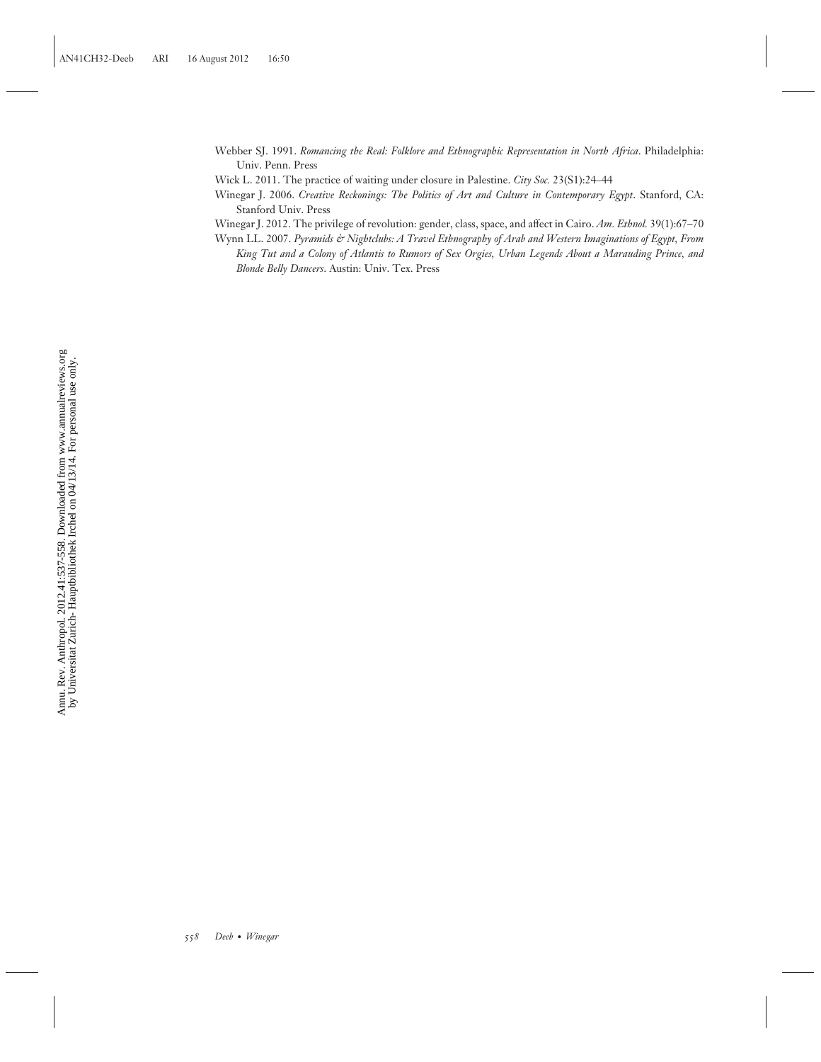Webber SJ. 1991. *Romancing the Real: Folklore and Ethnographic Representation in North Africa*. Philadelphia: Univ. Penn. Press

Wick L. 2011. The practice of waiting under closure in Palestine. *City Soc.* 23(S1):24–44

Winegar J. 2006. *Creative Reckonings: The Politics of Art and Culture in Contemporary Egypt*. Stanford, CA: Stanford Univ. Press

Winegar J. 2012. The privilege of revolution: gender, class, space, and affect in Cairo. *Am. Ethnol.* 39(1):67–70

Wynn LL. 2007. *Pyramids & Nightclubs: A Travel Ethnography of Arab and Western Imaginations of Egypt, From King Tut and a Colony of Atlantis to Rumors of Sex Orgies, Urban Legends About a Marauding Prince, and Blonde Belly Dancers*. Austin: Univ. Tex. Press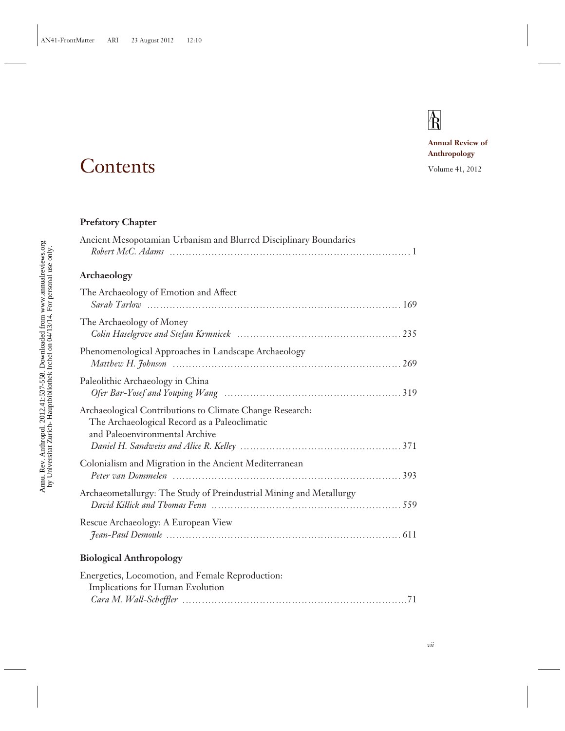# Contents

Annual Review of Anthropology

Volume 41, 2012

## Prefatory Chapter

Ancient Mesopotamian Urbanism and Blurred Disciplinary Boundaries
*Robert McC. Adams* . . . . . . . . . . . . . . . . . . . . . . . . . . . . . . . . . . . . . . . . . . . . . . . . . . . . . . . . . . . . . . . 1

## Archaeology

The Archaeology of Emotion and Affect
*Sarah Tarlow* . . . . . . . . . . . . . . . . . . . . . . . . . . . . . . . . . . . . . . . . . . . . . . . . . . . . . . . . . . . . . . . . 169

The Archaeology of Money
*Colin Haselgrove and Stefan Krmnicek* . . . . . . . . . . . . . . . . . . . . . . . . . . . . . . . . . . . . . . . . 235

Phenomenological Approaches in Landscape Archaeology
*Matthew H. Johnson* . . . . . . . . . . . . . . . . . . . . . . . . . . . . . . . . . . . . . . . . . . . . . . . . . . . . . . . . . . 269

Paleolithic Archaeology in China
*Ofer Bar-Yosef and Youping Wang* . . . . . . . . . . . . . . . . . . . . . . . . . . . . . . . . . . . . . . . . . . . . 319

Archaeological Contributions to Climate Change Research: The Archaeological Record as a Paleoclimatic and Paleoenvironmental Archive
*Daniel H. Sandweiss and Alice R. Kelley* . . . . . . . . . . . . . . . . . . . . . . . . . . . . . . . . . . . . . . . 371

Colonialism and Migration in the Ancient Mediterranean
*Peter van Dommelen* . . . . . . . . . . . . . . . . . . . . . . . . . . . . . . . . . . . . . . . . . . . . . . . . . . . . . . . . . . 393

Archaeometallurgy: The Study of Preindustrial Mining and Metallurgy
*David Killick and Thomas Fenn* . . . . . . . . . . . . . . . . . . . . . . . . . . . . . . . . . . . . . . . . . . . . . . . 559

Rescue Archaeology: A European View
*Jean-Paul Demoule* . . . . . . . . . . . . . . . . . . . . . . . . . . . . . . . . . . . . . . . . . . . . . . . . . . . . . . . . . . . 611

## Biological Anthropology

Energetics, Locomotion, and Female Reproduction: Implications for Human Evolution
*Cara M. Wall-Scheffler* . . . . . . . . . . . . . . . . . . . . . . . . . . . . . . . . . . . . . . . . . . . . . . . . . . . . . . . . 71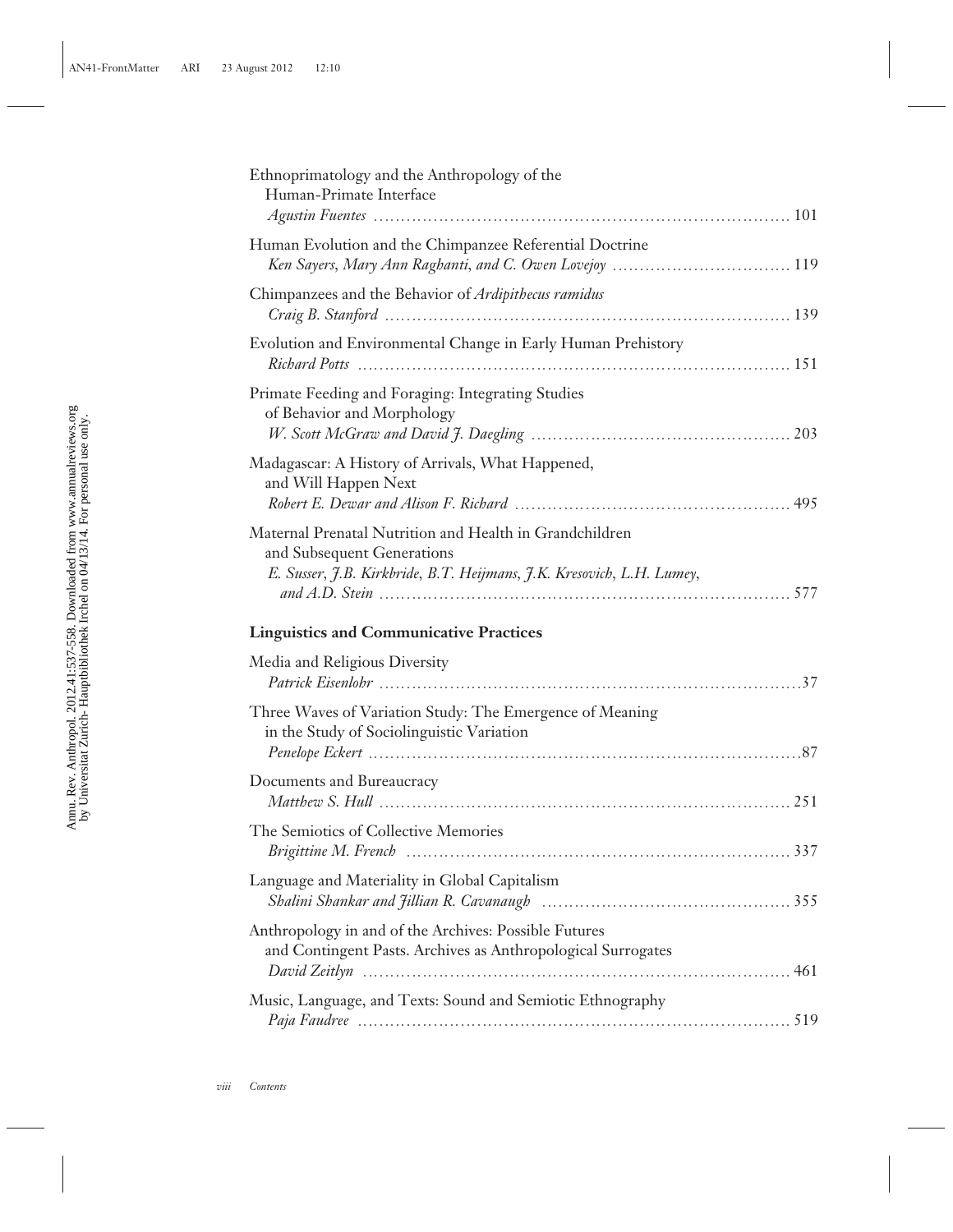Ethnoprimatology and the Anthropology of the Human-Primate Interface
*Agustin Fuentes* ............................................................................ 101

Human Evolution and the Chimpanzee Referential Doctrine
*Ken Sayers, Mary Ann Raghanti, and C. Owen Lovejoy* ................................ 119

Chimpanzees and the Behavior of *Ardipithecus ramidus*
*Craig B. Stanford* ........................................................................... 139

Evolution and Environmental Change in Early Human Prehistory
*Richard Potts* ................................................................................ 151

Primate Feeding and Foraging: Integrating Studies of Behavior and Morphology
*W. Scott McGraw and David J. Daegling* ............................................... 203

Madagascar: A History of Arrivals, What Happened, and Will Happen Next
*Robert E. Dewar and Alison F. Richard* ................................................ 495

Maternal Prenatal Nutrition and Health in Grandchildren and Subsequent Generations
*E. Susser, J.B. Kirkbride, B.T. Heijmans, J.K. Kresovich, L.H. Lumey, and A.D. Stein* ............................................................................... 577

**Linguistics and Communicative Practices**

Media and Religious Diversity
*Patrick Eisenlohr* ............................................................................ 37

Three Waves of Variation Study: The Emergence of Meaning in the Study of Sociolinguistic Variation
*Penelope Eckert* ............................................................................. 87

Documents and Bureaucracy
*Matthew S. Hull* ............................................................................. 251

The Semiotics of Collective Memories
*Brigittine M. French* ....................................................................... 337

Language and Materiality in Global Capitalism
*Shalini Shankar and Jillian R. Cavanaugh* ............................................ 355

Anthropology in and of the Archives: Possible Futures and Contingent Pasts. Archives as Anthropological Surrogates
*David Zeitlyn* ................................................................................ 461

Music, Language, and Texts: Sound and Semiotic Ethnography
*Paja Faudree* ................................................................................ 519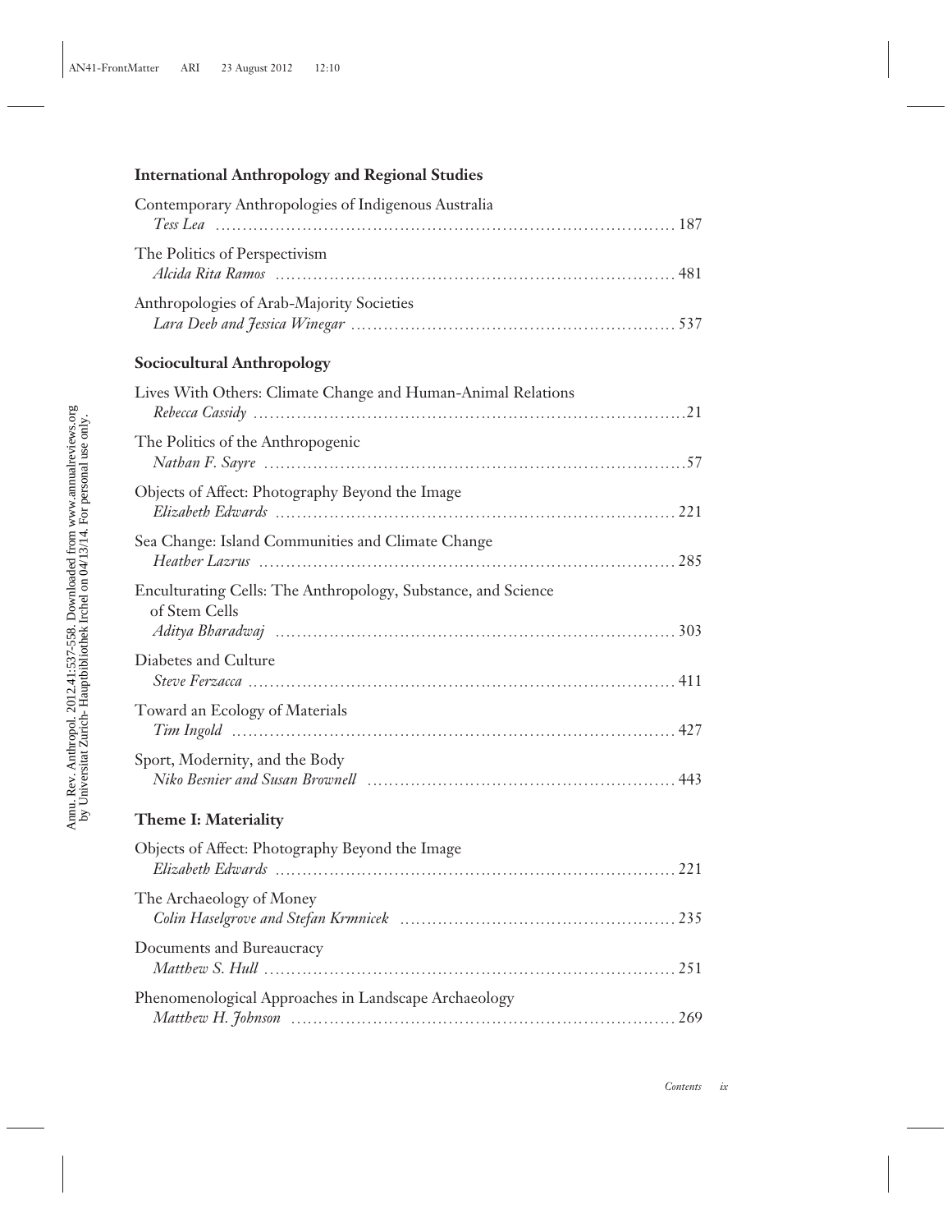**International Anthropology and Regional Studies**

Contemporary Anthropologies of Indigenous Australia
*Tess Lea* ........................................................................................ 187

The Politics of Perspectivism
*Alcida Rita Ramos* ........................................................................................ 481

Anthropologies of Arab-Majority Societies
*Lara Deeb and Jessica Winegar* ........................................................................................ 537

**Sociocultural Anthropology**

Lives With Others: Climate Change and Human-Animal Relations
*Rebecca Cassidy* ........................................................................................ 21

The Politics of the Anthropogenic
*Nathan F. Sayre* ........................................................................................ 57

Objects of Affect: Photography Beyond the Image
*Elizabeth Edwards* ........................................................................................ 221

Sea Change: Island Communities and Climate Change
*Heather Lazrus* ........................................................................................ 285

Enculturating Cells: The Anthropology, Substance, and Science of Stem Cells
*Aditya Bharadwaj* ........................................................................................ 303

Diabetes and Culture
*Steve Ferzacca* ........................................................................................ 411

Toward an Ecology of Materials
*Tim Ingold* ........................................................................................ 427

Sport, Modernity, and the Body
*Niko Besnier and Susan Brownell* ........................................................................................ 443

**Theme I: Materiality**

Objects of Affect: Photography Beyond the Image
*Elizabeth Edwards* ........................................................................................ 221

The Archaeology of Money
*Colin Haselgrove and Stefan Krmnicek* ........................................................................................ 235

Documents and Bureaucracy
*Matthew S. Hull* ........................................................................................ 251

Phenomenological Approaches in Landscape Archaeology
*Matthew H. Johnson* ........................................................................................ 269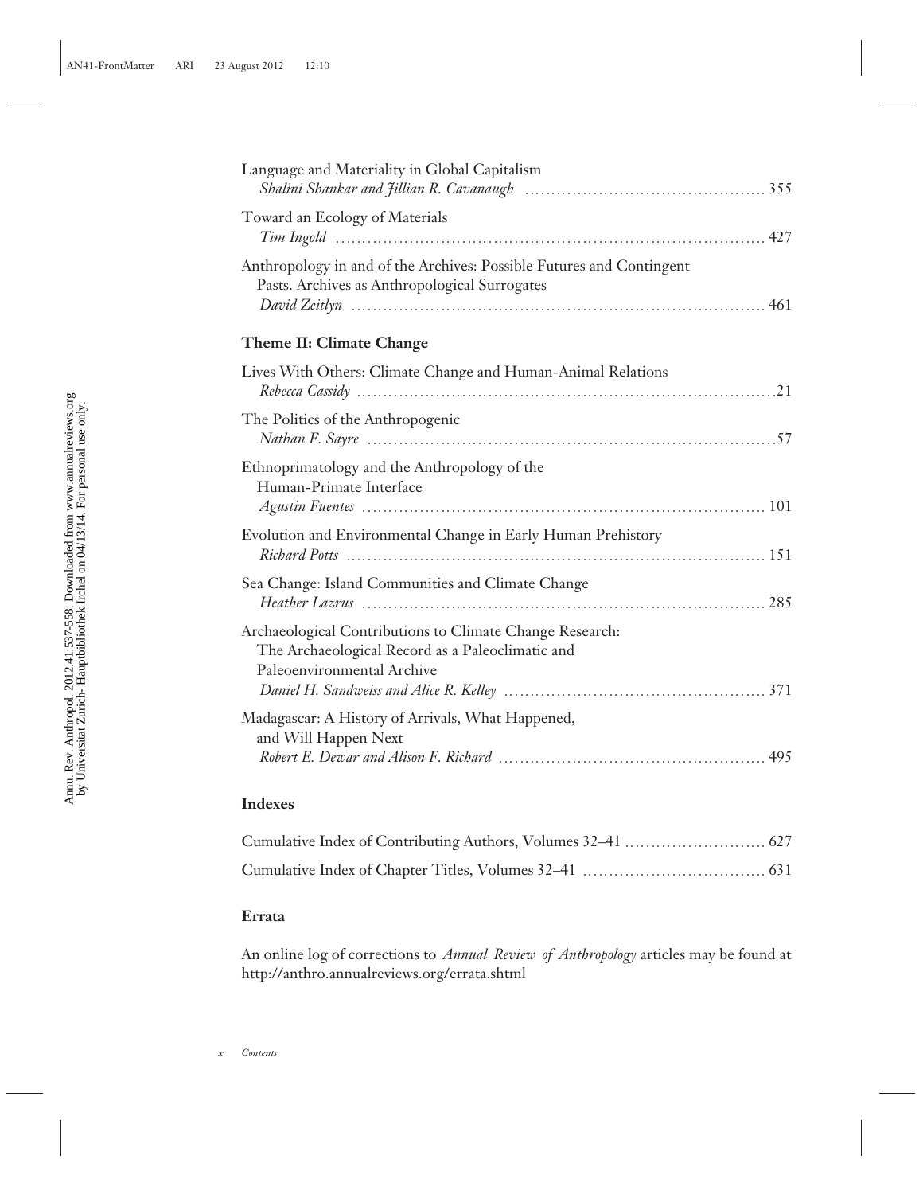Language and Materiality in Global Capitalism
*Shalini Shankar and Jillian R. Cavanaugh* ............................................. 355

Toward an Ecology of Materials
*Tim Ingold* ............................................................................. 427

Anthropology in and of the Archives: Possible Futures and Contingent Pasts. Archives as Anthropological Surrogates
*David Zeitlyn* ......................................................................... 461

## Theme II: Climate Change

Lives With Others: Climate Change and Human-Animal Relations
*Rebecca Cassidy* .........................................................................21

The Politics of the Anthropogenic
*Nathan F. Sayre* .........................................................................57

Ethnoprimatology and the Anthropology of the Human-Primate Interface
*Agustin Fuentes* ......................................................................... 101

Evolution and Environmental Change in Early Human Prehistory
*Richard Potts* ........................................................................... 151

Sea Change: Island Communities and Climate Change
*Heather Lazrus* ......................................................................... 285

Archaeological Contributions to Climate Change Research: The Archaeological Record as a Paleoclimatic and Paleoenvironmental Archive
*Daniel H. Sandweiss and Alice R. Kelley* ................................................ 371

Madagascar: A History of Arrivals, What Happened, and Will Happen Next
*Robert E. Dewar and Alison F. Richard* ................................................. 495

## Indexes

Cumulative Index of Contributing Authors, Volumes 32–41 .......................... 627

Cumulative Index of Chapter Titles, Volumes 32–41 ................................. 631

## Errata

An online log of corrections to *Annual Review of Anthropology* articles may be found at http://anthro.annualreviews.org/errata.shtml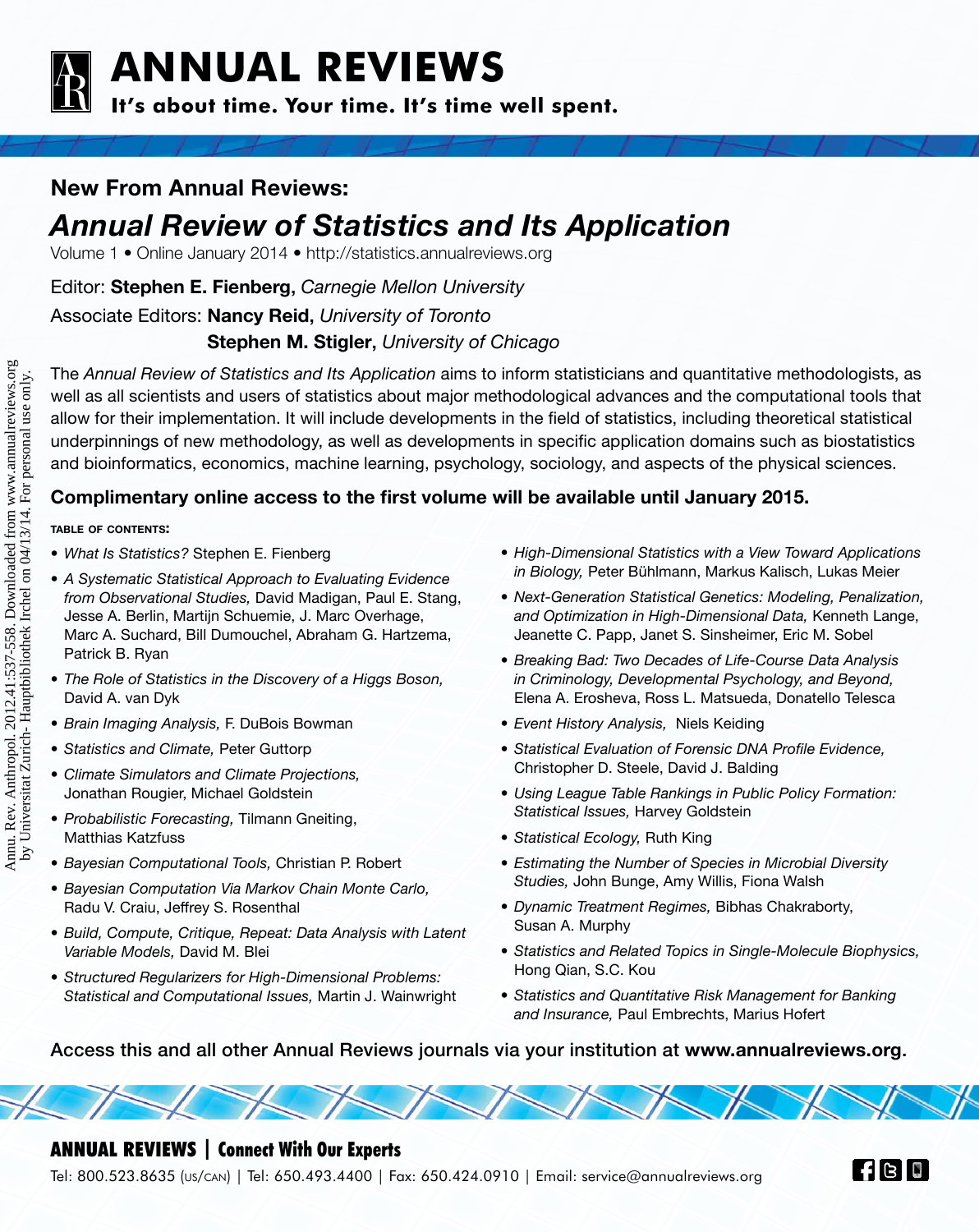# ANNUAL REVIEWS

**It's about time. Your time. It's time well spent.**

### New From Annual Reviews:

## *Annual Review of Statistics and Its Application*

Volume 1 • Online January 2014 • http://statistics.annualreviews.org

Editor: **Stephen E. Fienberg,** *Carnegie Mellon University*

Associate Editors: **Nancy Reid,** *University of Toronto*

**Stephen M. Stigler,** *University of Chicago*

The *Annual Review of Statistics and Its Application* aims to inform statisticians and quantitative methodologists, as well as all scientists and users of statistics about major methodological advances and the computational tools that allow for their implementation. It will include developments in the field of statistics, including theoretical statistical underpinnings of new methodology, as well as developments in specific application domains such as biostatistics and bioinformatics, economics, machine learning, psychology, sociology, and aspects of the physical sciences.

**Complimentary online access to the first volume will be available until January 2015.**

**TABLE OF CONTENTS:**

- *What Is Statistics?* Stephen E. Fienberg
- *A Systematic Statistical Approach to Evaluating Evidence from Observational Studies,* David Madigan, Paul E. Stang, Jesse A. Berlin, Martijn Schuemie, J. Marc Overhage, Marc A. Suchard, Bill Dumouchel, Abraham G. Hartzema, Patrick B. Ryan
- *The Role of Statistics in the Discovery of a Higgs Boson,* David A. van Dyk
- *Brain Imaging Analysis,* F. DuBois Bowman
- *Statistics and Climate,* Peter Guttorp
- *Climate Simulators and Climate Projections,* Jonathan Rougier, Michael Goldstein
- *Probabilistic Forecasting,* Tilmann Gneiting, Matthias Katzfuss
- *Bayesian Computational Tools,* Christian P. Robert
- *Bayesian Computation Via Markov Chain Monte Carlo,* Radu V. Craiu, Jeffrey S. Rosenthal
- *Build, Compute, Critique, Repeat: Data Analysis with Latent Variable Models,* David M. Blei
- *Structured Regularizers for High-Dimensional Problems: Statistical and Computational Issues,* Martin J. Wainwright
- *High-Dimensional Statistics with a View Toward Applications in Biology,* Peter Bühlmann, Markus Kalisch, Lukas Meier
- *Next-Generation Statistical Genetics: Modeling, Penalization, and Optimization in High-Dimensional Data,* Kenneth Lange, Jeanette C. Papp, Janet S. Sinsheimer, Eric M. Sobel
- *Breaking Bad: Two Decades of Life-Course Data Analysis in Criminology, Developmental Psychology, and Beyond,* Elena A. Erosheva, Ross L. Matsueda, Donatello Telesca
- *Event History Analysis,* Niels Keiding
- *Statistical Evaluation of Forensic DNA Profile Evidence,* Christopher D. Steele, David J. Balding
- *Using League Table Rankings in Public Policy Formation: Statistical Issues,* Harvey Goldstein
- *Statistical Ecology,* Ruth King
- *Estimating the Number of Species in Microbial Diversity Studies,* John Bunge, Amy Willis, Fiona Walsh
- *Dynamic Treatment Regimes,* Bibhas Chakraborty, Susan A. Murphy
- *Statistics and Related Topics in Single-Molecule Biophysics,* Hong Qian, S.C. Kou
- *Statistics and Quantitative Risk Management for Banking and Insurance,* Paul Embrechts, Marius Hofert

Access this and all other Annual Reviews journals via your institution at **www.annualreviews.org**.

**ANNUAL REVIEWS | Connect With Our Experts**

Tel: 800.523.8635 (US/CAN) | Tel: 650.493.4400 | Fax: 650.424.0910 | Email: service@annualreviews.org